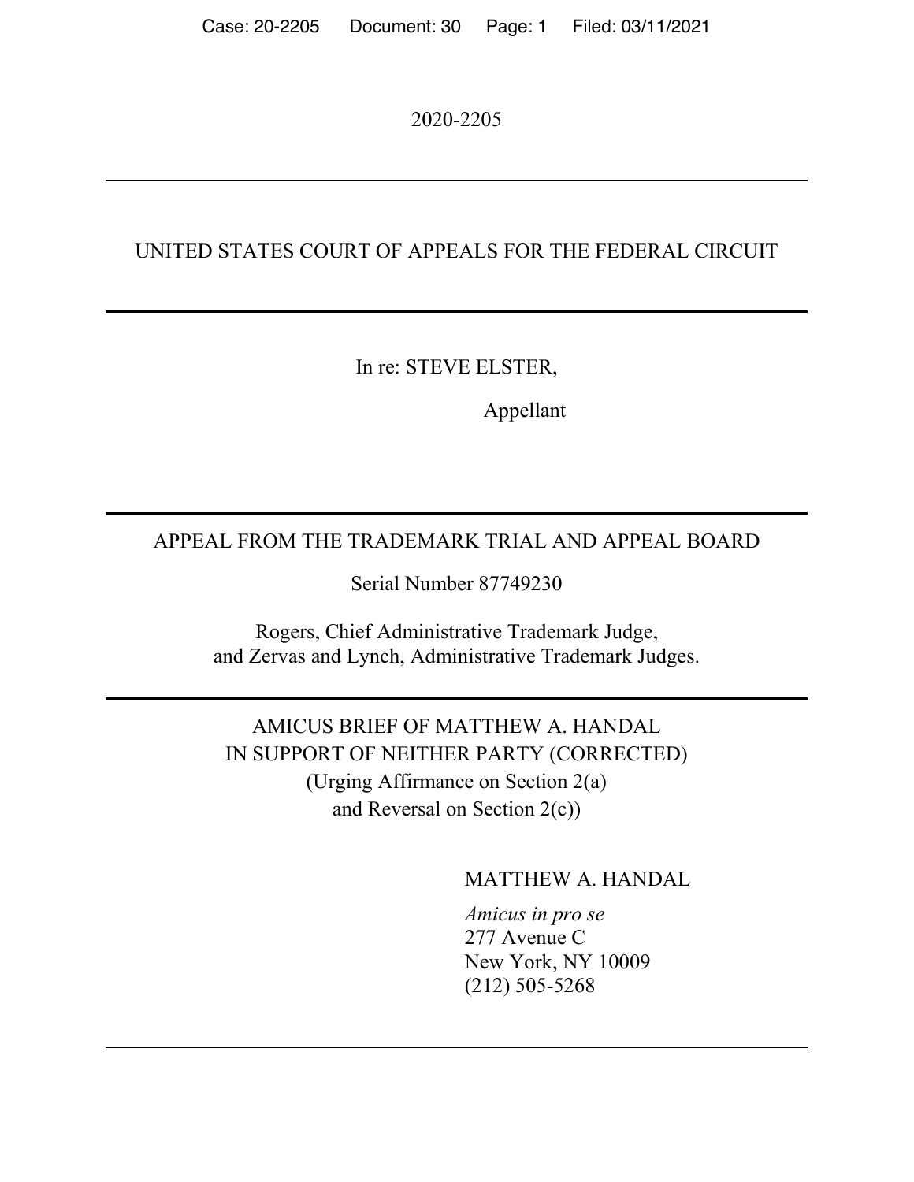2020-2205

---

UNITED STATES COURT OF APPEALS FOR THE FEDERAL CIRCUIT

---

In re: STEVE ELSTER,

Appellant

---

APPEAL FROM THE TRADEMARK TRIAL AND APPEAL BOARD

Serial Number 87749230

Rogers, Chief Administrative Trademark Judge, and Zervas and Lynch, Administrative Trademark Judges.

---

AMICUS BRIEF OF MATTHEW A. HANDAL IN SUPPORT OF NEITHER PARTY (CORRECTED)
(Urging Affirmance on Section 2(a) and Reversal on Section 2(c))

MATTHEW A. HANDAL

*Amicus in pro se*
277 Avenue C
New York, NY 10009
(212) 505-5268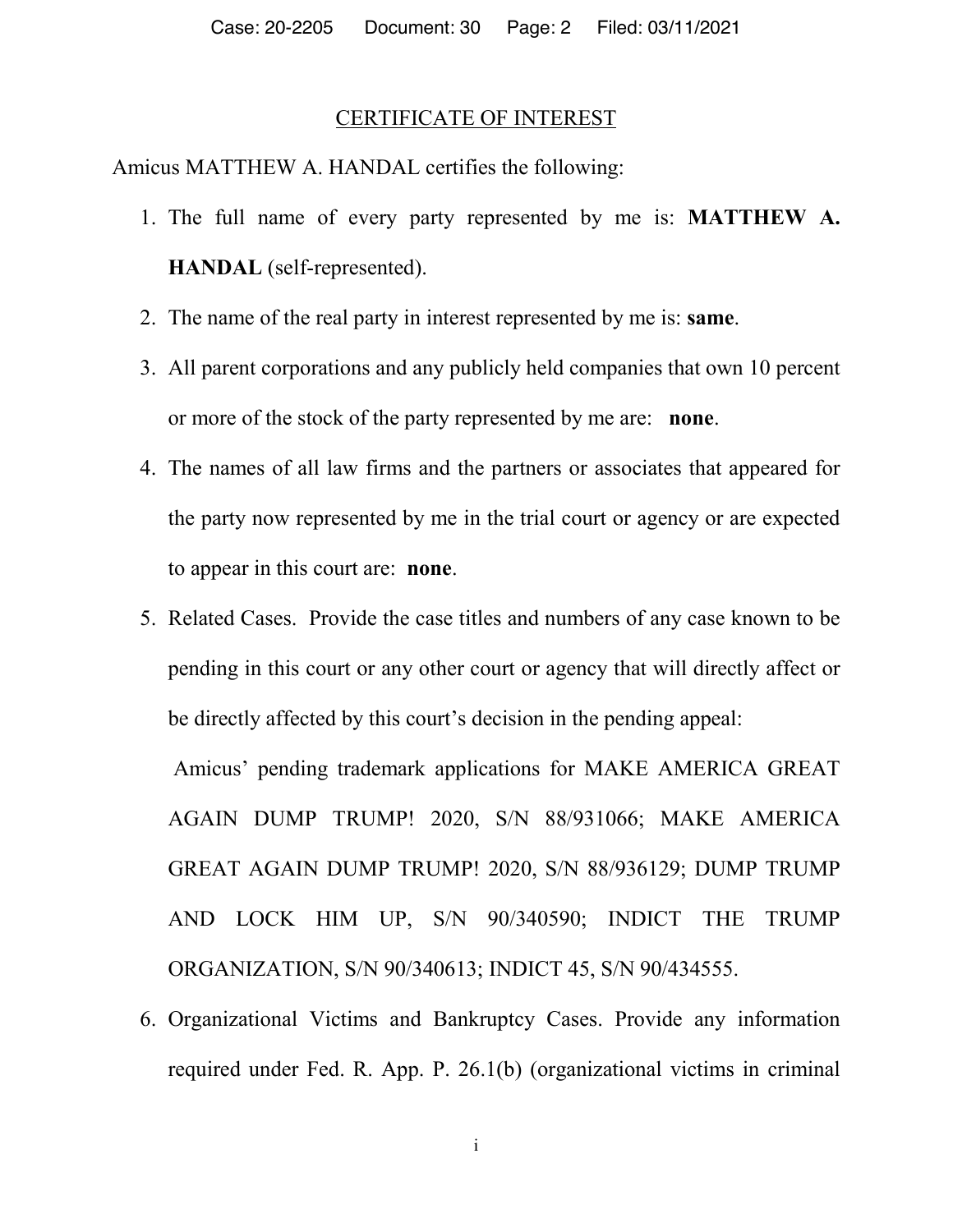## CERTIFICATE OF INTEREST

Amicus MATTHEW A. HANDAL certifies the following:

1. The full name of every party represented by me is: **MATTHEW A. HANDAL** (self-represented).
2. The name of the real party in interest represented by me is: **same**.
3. All parent corporations and any publicly held companies that own 10 percent or more of the stock of the party represented by me are: **none**.
4. The names of all law firms and the partners or associates that appeared for the party now represented by me in the trial court or agency or are expected to appear in this court are: **none**.
5. Related Cases. Provide the case titles and numbers of any case known to be pending in this court or any other court or agency that will directly affect or be directly affected by this court's decision in the pending appeal:

   Amicus' pending trademark applications for MAKE AMERICA GREAT AGAIN DUMP TRUMP! 2020, S/N 88/931066; MAKE AMERICA GREAT AGAIN DUMP TRUMP! 2020, S/N 88/936129; DUMP TRUMP AND LOCK HIM UP, S/N 90/340590; INDICT THE TRUMP ORGANIZATION, S/N 90/340613; INDICT 45, S/N 90/434555.
6. Organizational Victims and Bankruptcy Cases. Provide any information required under Fed. R. App. P. 26.1(b) (organizational victims in criminal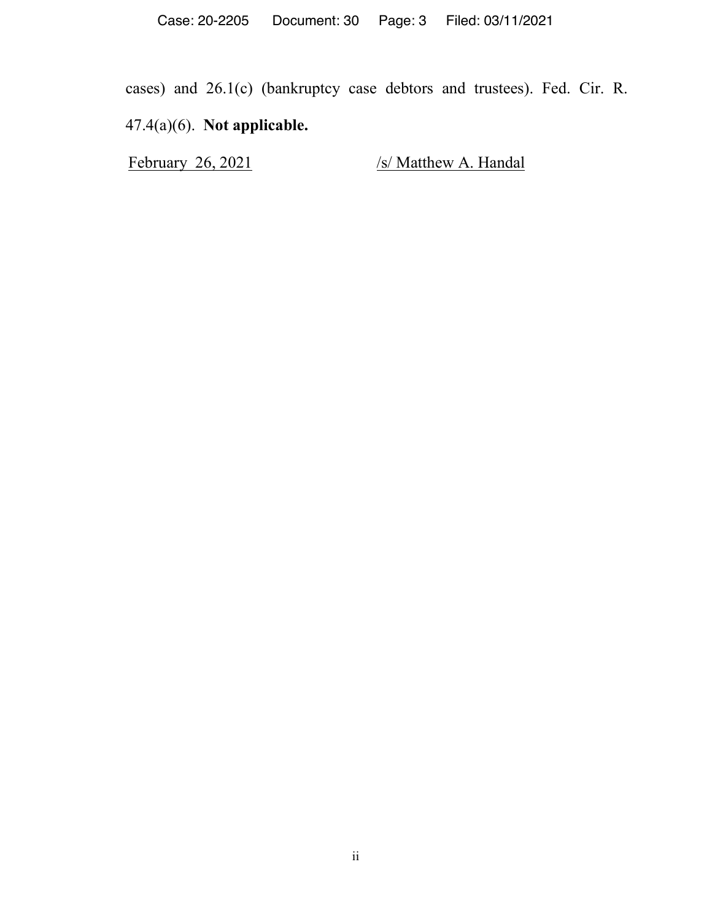cases) and 26.1(c) (bankruptcy case debtors and trustees). Fed. Cir. R. 47.4(a)(6). **Not applicable.**

February 26, 2021 /s/ Matthew A. Handal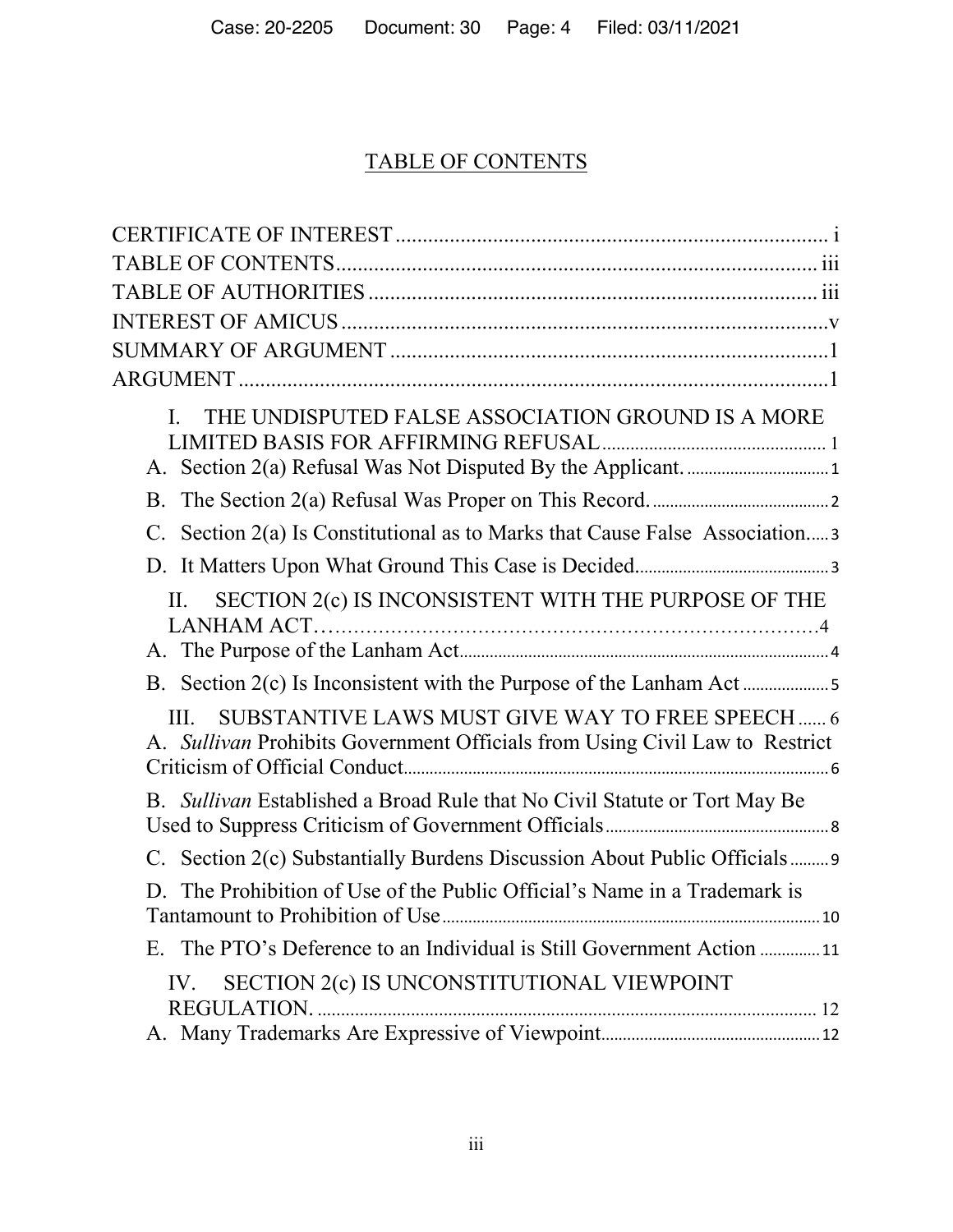# TABLE OF CONTENTS

CERTIFICATE OF INTEREST ................................................................................ i

TABLE OF CONTENTS ........................................................................................ iii

TABLE OF AUTHORITIES .................................................................................. iii

INTEREST OF AMICUS .........................................................................................v

SUMMARY OF ARGUMENT .................................................................................1

ARGUMENT ............................................................................................................1

I. THE UNDISPUTED FALSE ASSOCIATION GROUND IS A MORE LIMITED BASIS FOR AFFIRMING REFUSAL ................................................. 1

A. Section 2(a) Refusal Was Not Disputed By the Applicant. ................................ 1

B. The Section 2(a) Refusal Was Proper on This Record. ......................................... 2

C. Section 2(a) Is Constitutional as to Marks that Cause False Association..... 3

D. It Matters Upon What Ground This Case is Decided. ........................................... 3

II. SECTION 2(c) IS INCONSISTENT WITH THE PURPOSE OF THE LANHAM ACT……………………………………………………………………4

A. The Purpose of the Lanham Act ....................................................................... 4

B. Section 2(c) Is Inconsistent with the Purpose of the Lanham Act .................... 5

III. SUBSTANTIVE LAWS MUST GIVE WAY TO FREE SPEECH ...... 6

A. *Sullivan* Prohibits Government Officials from Using Civil Law to Restrict Criticism of Official Conduct ................................................................................................ 6

B. *Sullivan* Established a Broad Rule that No Civil Statute or Tort May Be Used to Suppress Criticism of Government Officials ................................................... 8

C. Section 2(c) Substantially Burdens Discussion About Public Officials ......... 9

D. The Prohibition of Use of the Public Official's Name in a Trademark is Tantamount to Prohibition of Use ....................................................................... 10

E. The PTO's Deference to an Individual is Still Government Action .............. 11

IV. SECTION 2(c) IS UNCONSTITUTIONAL VIEWPOINT REGULATION. ......................................................................................... 12

A. Many Trademarks Are Expressive of Viewpoint .................................................. 12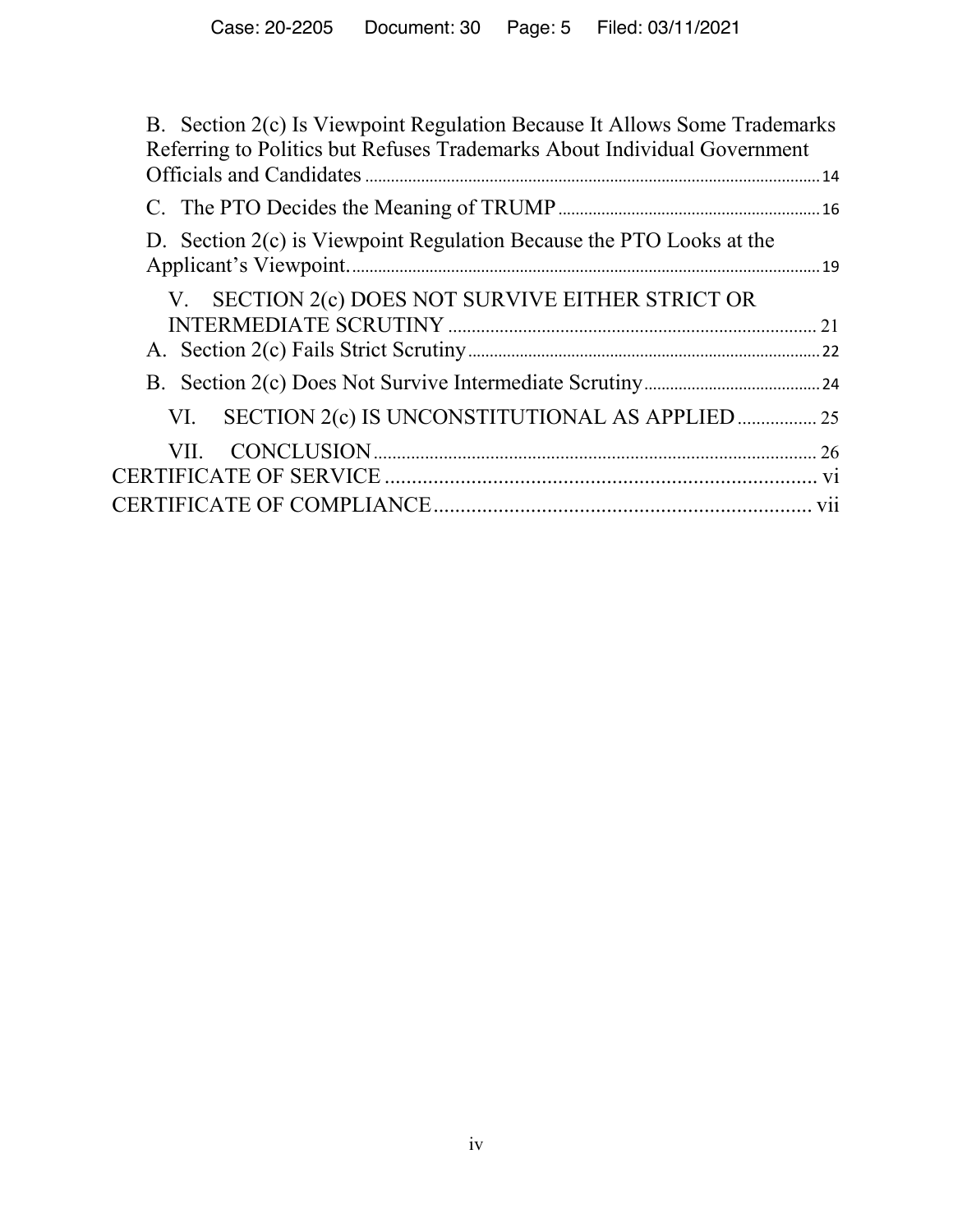B. Section 2(c) Is Viewpoint Regulation Because It Allows Some Trademarks Referring to Politics but Refuses Trademarks About Individual Government Officials and Candidates ........ 14

C. The PTO Decides the Meaning of TRUMP ........ 16

D. Section 2(c) is Viewpoint Regulation Because the PTO Looks at the Applicant's Viewpoint. ........ 19

V. SECTION 2(c) DOES NOT SURVIVE EITHER STRICT OR INTERMEDIATE SCRUTINY ........ 21

A. Section 2(c) Fails Strict Scrutiny ........ 22

B. Section 2(c) Does Not Survive Intermediate Scrutiny ........ 24

VI. SECTION 2(c) IS UNCONSTITUTIONAL AS APPLIED ........ 25

VII. CONCLUSION ........ 26

CERTIFICATE OF SERVICE ........ vi

CERTIFICATE OF COMPLIANCE ........ vii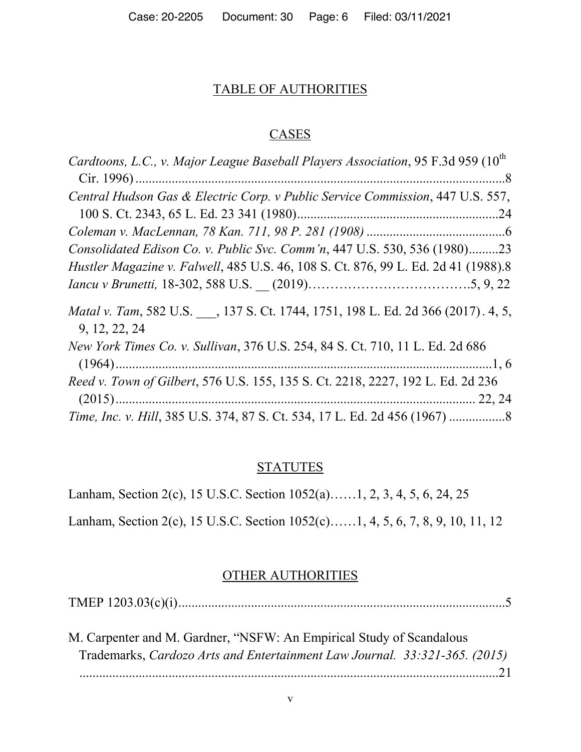# TABLE OF AUTHORITIES

## CASES

*Cardtoons, L.C., v. Major League Baseball Players Association*, 95 F.3d 959 (10th Cir. 1996) ....................................................................................................8

*Central Hudson Gas & Electric Corp. v Public Service Commission*, 447 U.S. 557, 100 S. Ct. 2343, 65 L. Ed. 23 341 (1980)..............................................................24

*Coleman v. MacLennan, 78 Kan. 711, 98 P. 281 (1908)* ..........................................6

*Consolidated Edison Co. v. Public Svc. Comm'n*, 447 U.S. 530, 536 (1980).........23

*Hustler Magazine v. Falwell*, 485 U.S. 46, 108 S. Ct. 876, 99 L. Ed. 2d 41 (1988).8

*Iancu v Brunetti,* 18-302, 588 U.S. __ (2019)……………………………….5, 9, 22

*Matal v. Tam*, 582 U.S. ___, 137 S. Ct. 1744, 1751, 198 L. Ed. 2d 366 (2017) . 4, 5, 9, 12, 22, 24

*New York Times Co. v. Sullivan*, 376 U.S. 254, 84 S. Ct. 710, 11 L. Ed. 2d 686 (1964)..................................................................................................................1, 6

*Reed v. Town of Gilbert*, 576 U.S. 155, 135 S. Ct. 2218, 2227, 192 L. Ed. 2d 236 (2015)............................................................................................................. 22, 24

*Time, Inc. v. Hill*, 385 U.S. 374, 87 S. Ct. 534, 17 L. Ed. 2d 456 (1967) .................8

## STATUTES

Lanham, Section 2(c), 15 U.S.C. Section 1052(a)……1, 2, 3, 4, 5, 6, 24, 25

Lanham, Section 2(c), 15 U.S.C. Section 1052(c)……1, 4, 5, 6, 7, 8, 9, 10, 11, 12

## OTHER AUTHORITIES

TMEP 1203.03(c)(i)....................................................................................................5

M. Carpenter and M. Gardner, "NSFW: An Empirical Study of Scandalous Trademarks, *Cardozo Arts and Entertainment Law Journal. 33:321-365. (2015)* ...........................................................................................................................21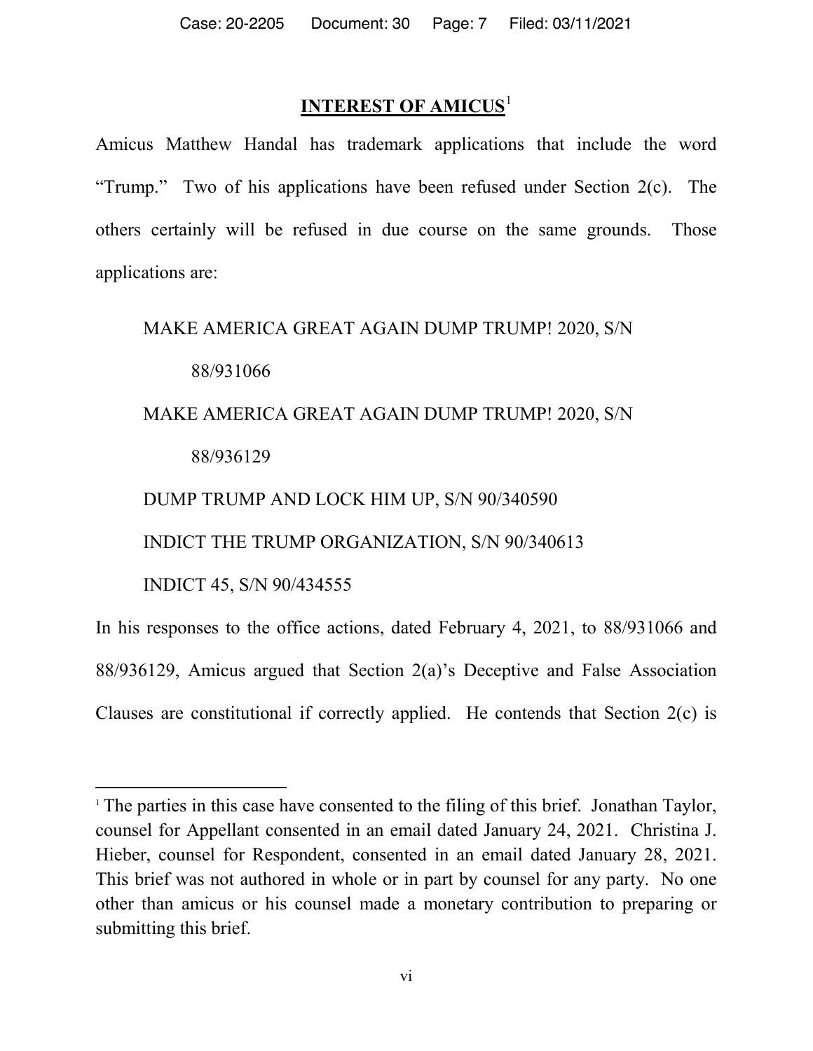## INTEREST OF AMICUS[1]

Amicus Matthew Handal has trademark applications that include the word "Trump." Two of his applications have been refused under Section 2(c). The others certainly will be refused in due course on the same grounds. Those applications are:

MAKE AMERICA GREAT AGAIN DUMP TRUMP! 2020, S/N 88/931066

MAKE AMERICA GREAT AGAIN DUMP TRUMP! 2020, S/N 88/936129

DUMP TRUMP AND LOCK HIM UP, S/N 90/340590

INDICT THE TRUMP ORGANIZATION, S/N 90/340613

INDICT 45, S/N 90/434555

In his responses to the office actions, dated February 4, 2021, to 88/931066 and 88/936129, Amicus argued that Section 2(a)'s Deceptive and False Association Clauses are constitutional if correctly applied. He contends that Section 2(c) is

---

[1] The parties in this case have consented to the filing of this brief. Jonathan Taylor, counsel for Appellant consented in an email dated January 24, 2021. Christina J. Hieber, counsel for Respondent, consented in an email dated January 28, 2021. This brief was not authored in whole or in part by counsel for any party. No one other than amicus or his counsel made a monetary contribution to preparing or submitting this brief.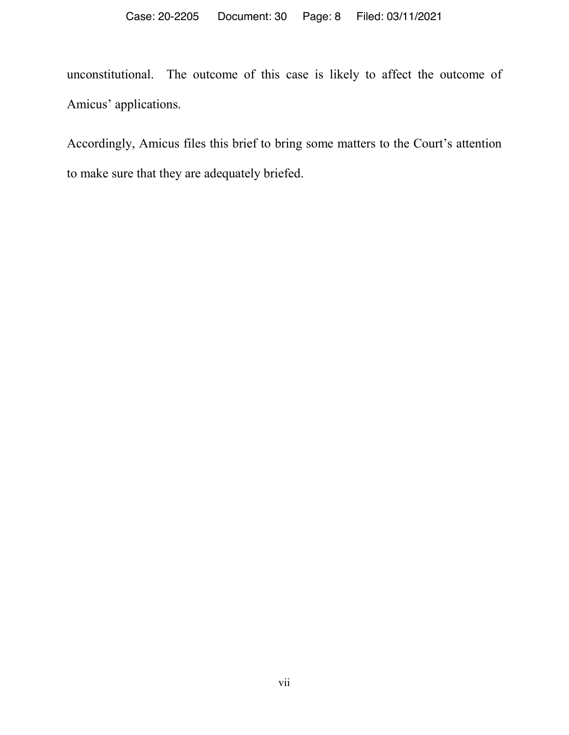unconstitutional. The outcome of this case is likely to affect the outcome of Amicus' applications.

Accordingly, Amicus files this brief to bring some matters to the Court's attention to make sure that they are adequately briefed.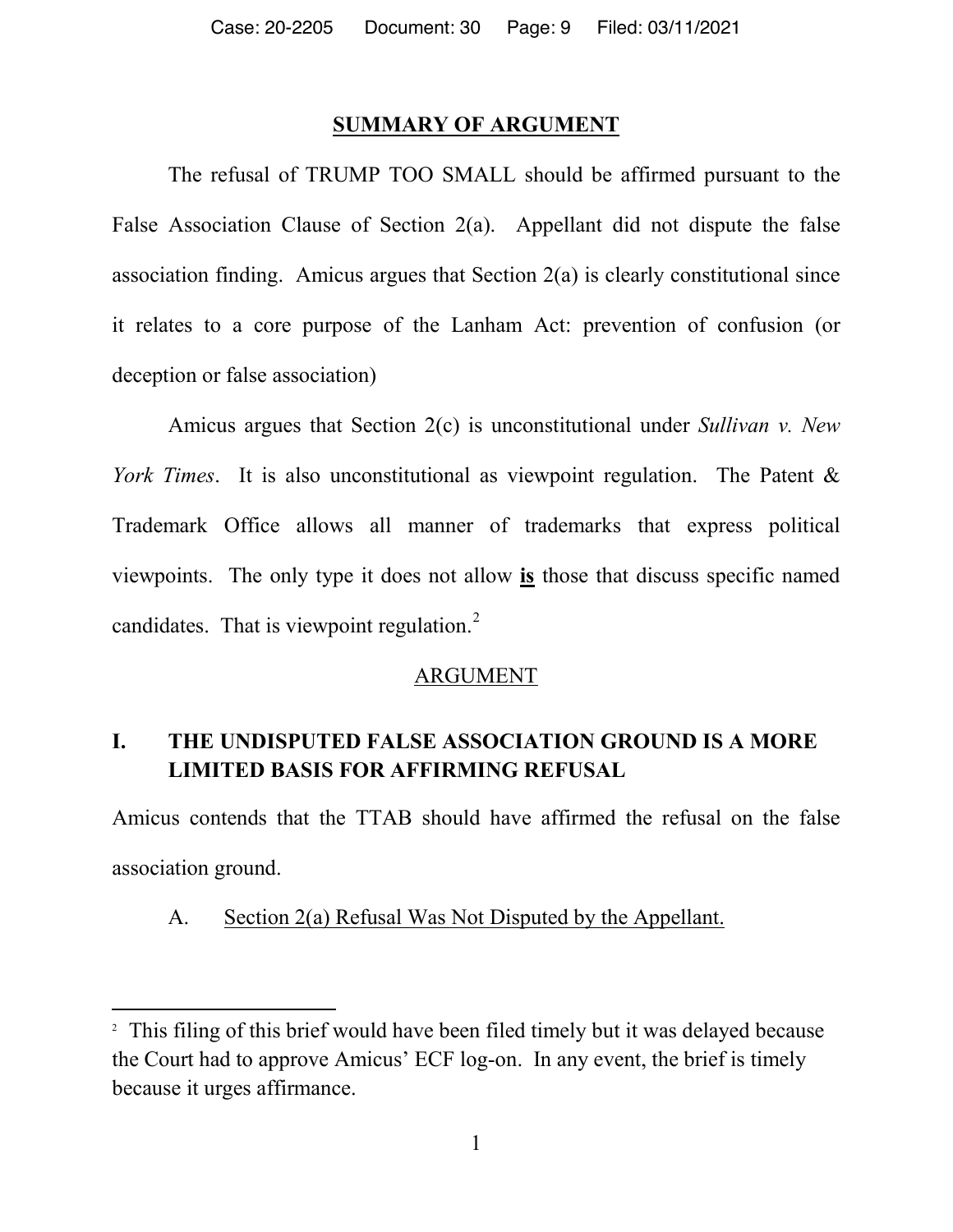## SUMMARY OF ARGUMENT

The refusal of TRUMP TOO SMALL should be affirmed pursuant to the False Association Clause of Section 2(a). Appellant did not dispute the false association finding. Amicus argues that Section 2(a) is clearly constitutional since it relates to a core purpose of the Lanham Act: prevention of confusion (or deception or false association)

Amicus argues that Section 2(c) is unconstitutional under *Sullivan v. New York Times*. It is also unconstitutional as viewpoint regulation. The Patent & Trademark Office allows all manner of trademarks that express political viewpoints. The only type it does not allow **is** those that discuss specific named candidates. That is viewpoint regulation.[2]

## ARGUMENT

### I. THE UNDISPUTED FALSE ASSOCIATION GROUND IS A MORE LIMITED BASIS FOR AFFIRMING REFUSAL

Amicus contends that the TTAB should have affirmed the refusal on the false association ground.

#### A. Section 2(a) Refusal Was Not Disputed by the Appellant.

[2] This filing of this brief would have been filed timely but it was delayed because the Court had to approve Amicus' ECF log-on. In any event, the brief is timely because it urges affirmance.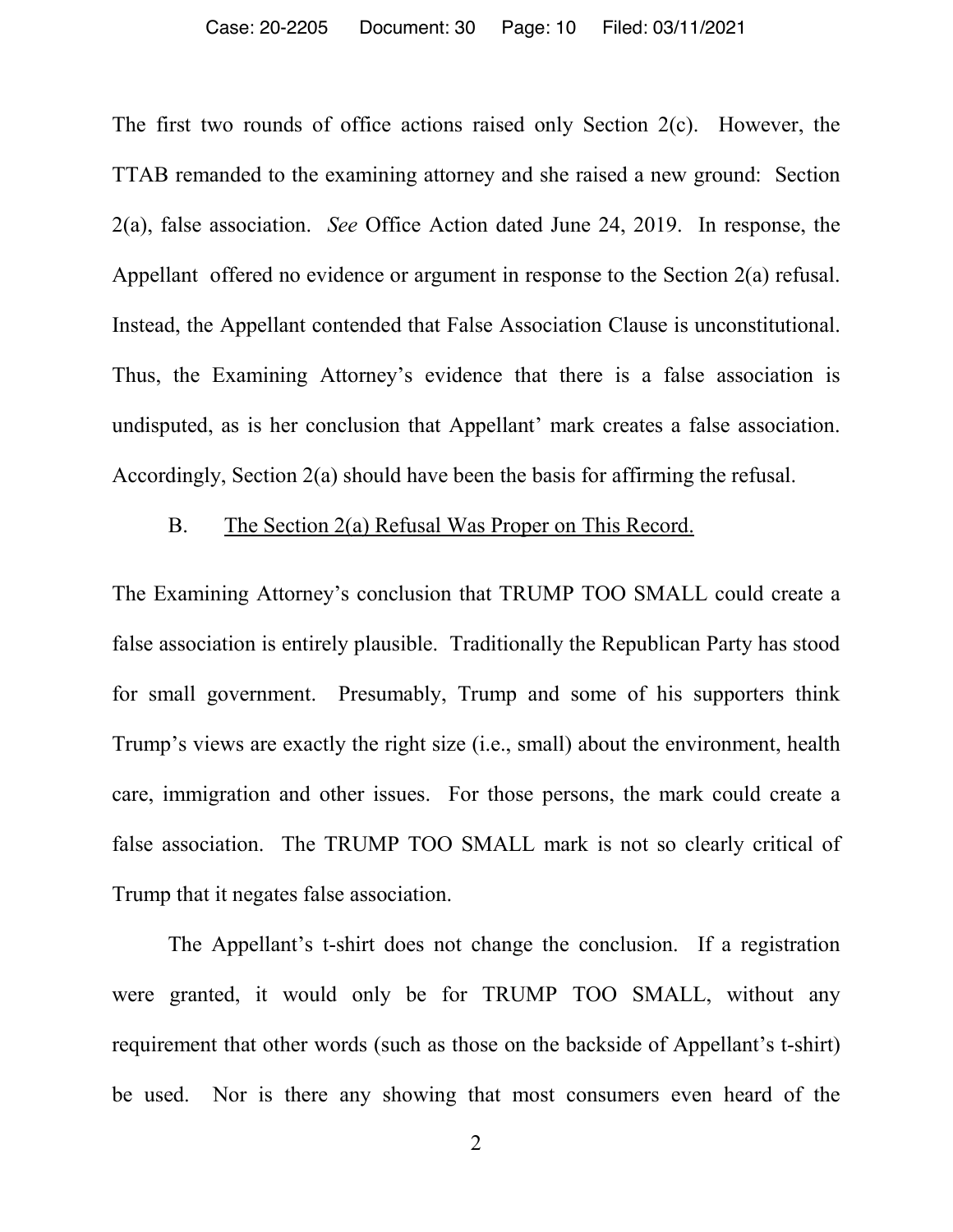The first two rounds of office actions raised only Section 2(c). However, the TTAB remanded to the examining attorney and she raised a new ground: Section 2(a), false association. *See* Office Action dated June 24, 2019. In response, the Appellant offered no evidence or argument in response to the Section 2(a) refusal. Instead, the Appellant contended that False Association Clause is unconstitutional. Thus, the Examining Attorney's evidence that there is a false association is undisputed, as is her conclusion that Appellant' mark creates a false association. Accordingly, Section 2(a) should have been the basis for affirming the refusal.

## B. <u>The Section 2(a) Refusal Was Proper on This Record.</u>

The Examining Attorney's conclusion that TRUMP TOO SMALL could create a false association is entirely plausible. Traditionally the Republican Party has stood for small government. Presumably, Trump and some of his supporters think Trump's views are exactly the right size (i.e., small) about the environment, health care, immigration and other issues. For those persons, the mark could create a false association. The TRUMP TOO SMALL mark is not so clearly critical of Trump that it negates false association.

The Appellant's t-shirt does not change the conclusion. If a registration were granted, it would only be for TRUMP TOO SMALL, without any requirement that other words (such as those on the backside of Appellant's t-shirt) be used. Nor is there any showing that most consumers even heard of the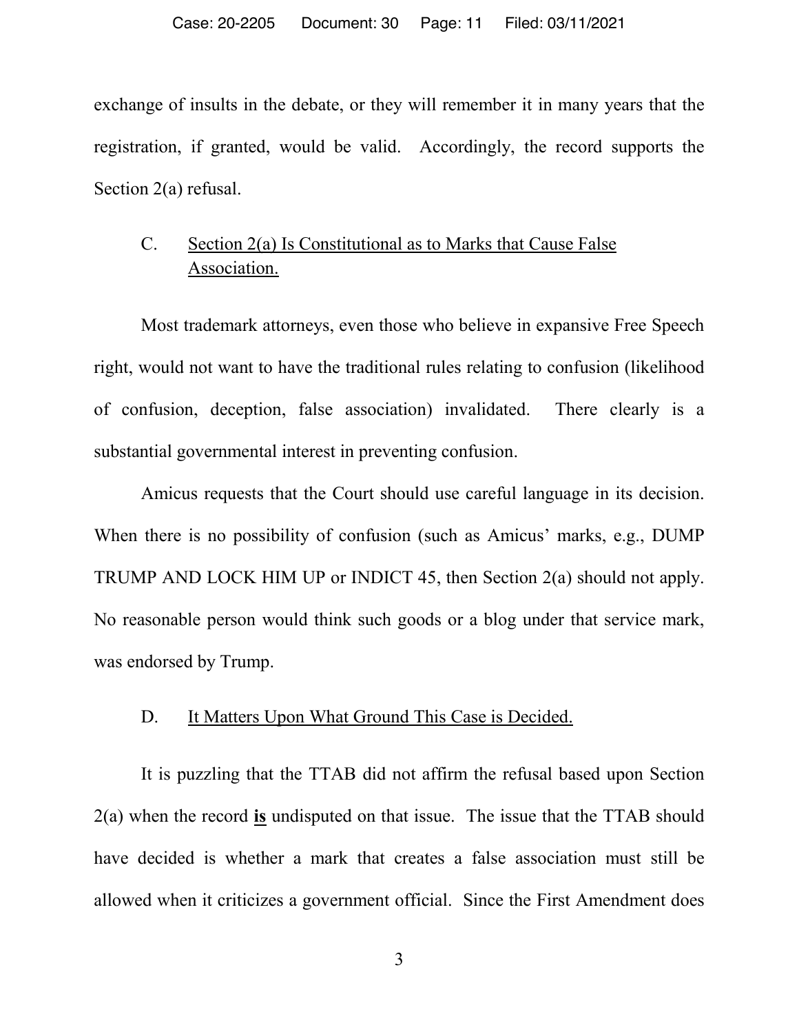exchange of insults in the debate, or they will remember it in many years that the registration, if granted, would be valid. Accordingly, the record supports the Section 2(a) refusal.

### C. Section 2(a) Is Constitutional as to Marks that Cause False Association.

Most trademark attorneys, even those who believe in expansive Free Speech right, would not want to have the traditional rules relating to confusion (likelihood of confusion, deception, false association) invalidated. There clearly is a substantial governmental interest in preventing confusion.

Amicus requests that the Court should use careful language in its decision. When there is no possibility of confusion (such as Amicus' marks, e.g., DUMP TRUMP AND LOCK HIM UP or INDICT 45, then Section 2(a) should not apply. No reasonable person would think such goods or a blog under that service mark, was endorsed by Trump.

### D. It Matters Upon What Ground This Case is Decided.

It is puzzling that the TTAB did not affirm the refusal based upon Section 2(a) when the record **is** undisputed on that issue. The issue that the TTAB should have decided is whether a mark that creates a false association must still be allowed when it criticizes a government official. Since the First Amendment does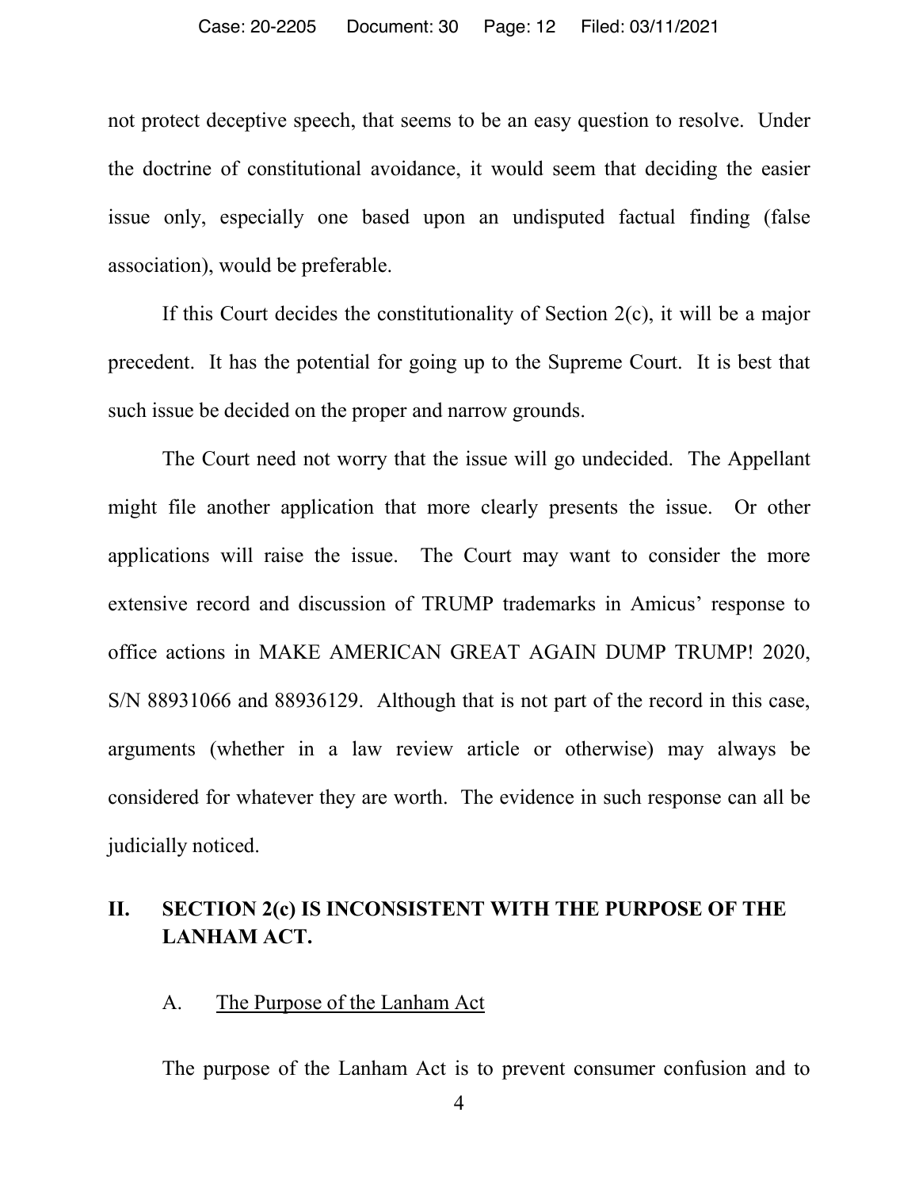not protect deceptive speech, that seems to be an easy question to resolve. Under the doctrine of constitutional avoidance, it would seem that deciding the easier issue only, especially one based upon an undisputed factual finding (false association), would be preferable.

If this Court decides the constitutionality of Section 2(c), it will be a major precedent. It has the potential for going up to the Supreme Court. It is best that such issue be decided on the proper and narrow grounds.

The Court need not worry that the issue will go undecided. The Appellant might file another application that more clearly presents the issue. Or other applications will raise the issue. The Court may want to consider the more extensive record and discussion of TRUMP trademarks in Amicus' response to office actions in MAKE AMERICAN GREAT AGAIN DUMP TRUMP! 2020, S/N 88931066 and 88936129. Although that is not part of the record in this case, arguments (whether in a law review article or otherwise) may always be considered for whatever they are worth. The evidence in such response can all be judicially noticed.

## II. SECTION 2(c) IS INCONSISTENT WITH THE PURPOSE OF THE LANHAM ACT.

### A. The Purpose of the Lanham Act

The purpose of the Lanham Act is to prevent consumer confusion and to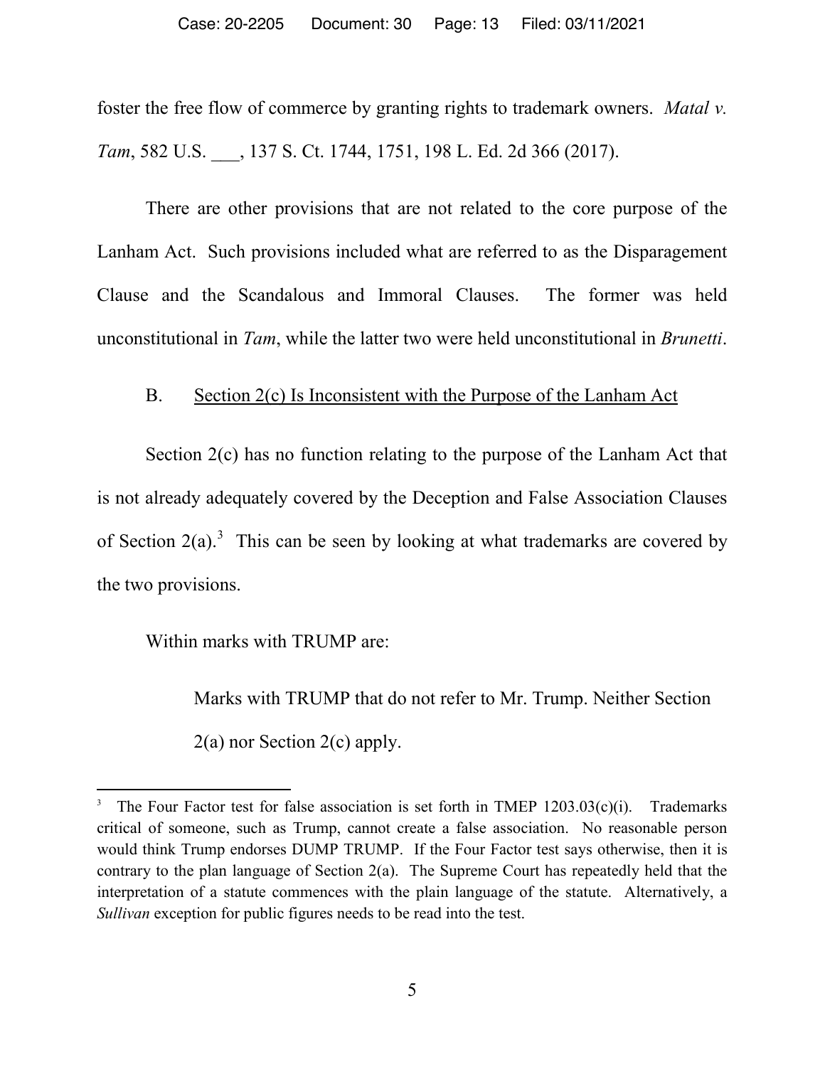foster the free flow of commerce by granting rights to trademark owners. *Matal v. Tam*, 582 U.S. ___, 137 S. Ct. 1744, 1751, 198 L. Ed. 2d 366 (2017).

There are other provisions that are not related to the core purpose of the Lanham Act. Such provisions included what are referred to as the Disparagement Clause and the Scandalous and Immoral Clauses. The former was held unconstitutional in *Tam*, while the latter two were held unconstitutional in *Brunetti*.

### B. Section 2(c) Is Inconsistent with the Purpose of the Lanham Act

Section 2(c) has no function relating to the purpose of the Lanham Act that is not already adequately covered by the Deception and False Association Clauses of Section 2(a).[3] This can be seen by looking at what trademarks are covered by the two provisions.

Within marks with TRUMP are:

> Marks with TRUMP that do not refer to Mr. Trump. Neither Section 2(a) nor Section 2(c) apply.

---

[3] The Four Factor test for false association is set forth in TMEP 1203.03(c)(i). Trademarks critical of someone, such as Trump, cannot create a false association. No reasonable person would think Trump endorses DUMP TRUMP. If the Four Factor test says otherwise, then it is contrary to the plan language of Section 2(a). The Supreme Court has repeatedly held that the interpretation of a statute commences with the plain language of the statute. Alternatively, a *Sullivan* exception for public figures needs to be read into the test.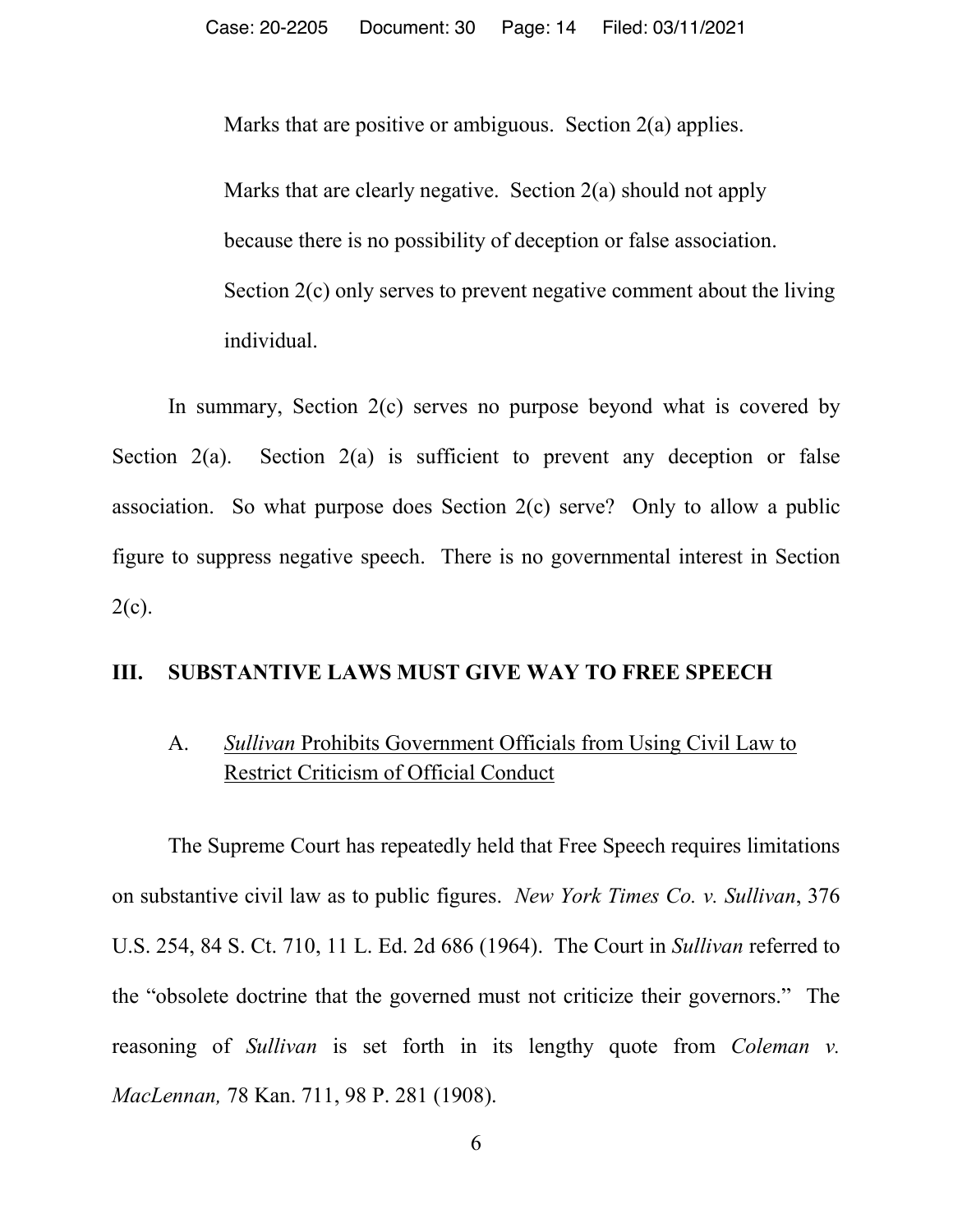Marks that are positive or ambiguous. Section 2(a) applies.

Marks that are clearly negative. Section 2(a) should not apply because there is no possibility of deception or false association. Section 2(c) only serves to prevent negative comment about the living individual.

In summary, Section 2(c) serves no purpose beyond what is covered by Section 2(a). Section 2(a) is sufficient to prevent any deception or false association. So what purpose does Section 2(c) serve? Only to allow a public figure to suppress negative speech. There is no governmental interest in Section 2(c).

## III. SUBSTANTIVE LAWS MUST GIVE WAY TO FREE SPEECH

### A. *Sullivan* Prohibits Government Officials from Using Civil Law to Restrict Criticism of Official Conduct

The Supreme Court has repeatedly held that Free Speech requires limitations on substantive civil law as to public figures. *New York Times Co. v. Sullivan*, 376 U.S. 254, 84 S. Ct. 710, 11 L. Ed. 2d 686 (1964). The Court in *Sullivan* referred to the "obsolete doctrine that the governed must not criticize their governors." The reasoning of *Sullivan* is set forth in its lengthy quote from *Coleman v. MacLennan,* 78 Kan. 711, 98 P. 281 (1908).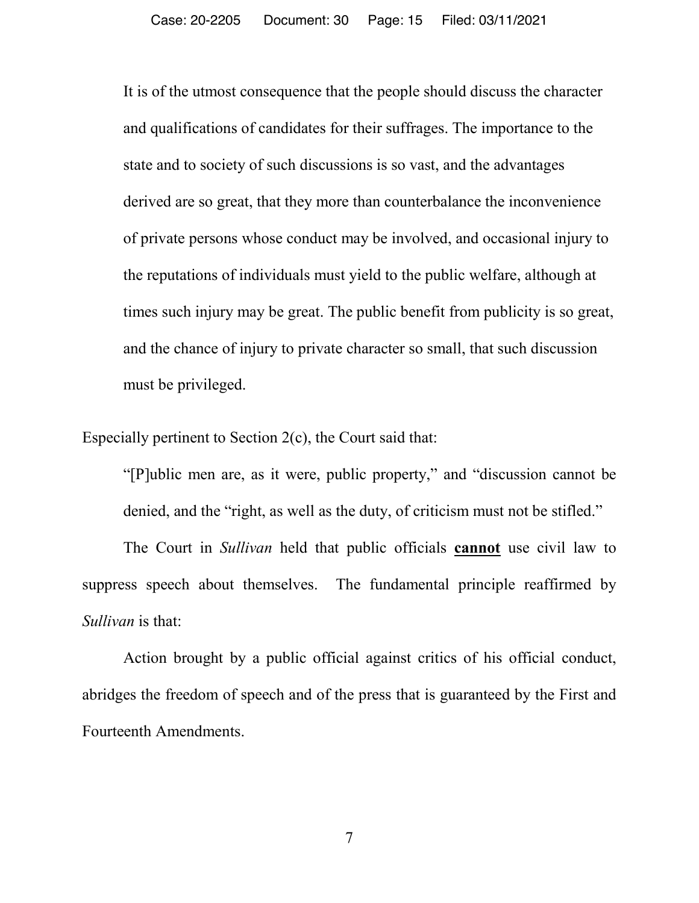> It is of the utmost consequence that the people should discuss the character and qualifications of candidates for their suffrages. The importance to the state and to society of such discussions is so vast, and the advantages derived are so great, that they more than counterbalance the inconvenience of private persons whose conduct may be involved, and occasional injury to the reputations of individuals must yield to the public welfare, although at times such injury may be great. The public benefit from publicity is so great, and the chance of injury to private character so small, that such discussion must be privileged.

Especially pertinent to Section 2(c), the Court said that:

> "[P]ublic men are, as it were, public property," and "discussion cannot be denied, and the "right, as well as the duty, of criticism must not be stifled."

The Court in *Sullivan* held that public officials **cannot** use civil law to suppress speech about themselves. The fundamental principle reaffirmed by *Sullivan* is that:

Action brought by a public official against critics of his official conduct, abridges the freedom of speech and of the press that is guaranteed by the First and Fourteenth Amendments.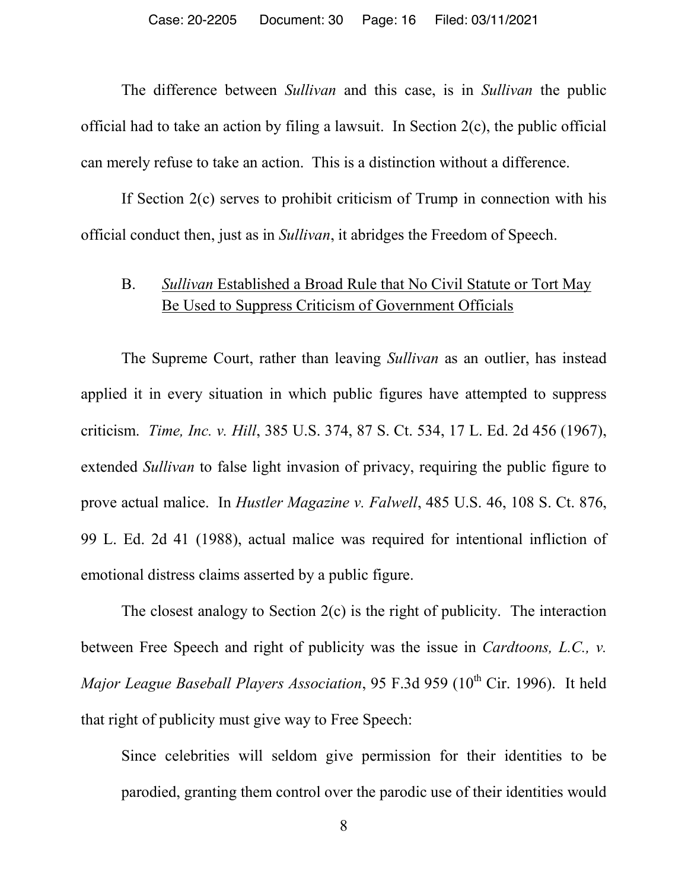The difference between *Sullivan* and this case, is in *Sullivan* the public official had to take an action by filing a lawsuit. In Section 2(c), the public official can merely refuse to take an action. This is a distinction without a difference.

If Section 2(c) serves to prohibit criticism of Trump in connection with his official conduct then, just as in *Sullivan*, it abridges the Freedom of Speech.

### B. *Sullivan* Established a Broad Rule that No Civil Statute or Tort May Be Used to Suppress Criticism of Government Officials

The Supreme Court, rather than leaving *Sullivan* as an outlier, has instead applied it in every situation in which public figures have attempted to suppress criticism. *Time, Inc. v. Hill*, 385 U.S. 374, 87 S. Ct. 534, 17 L. Ed. 2d 456 (1967), extended *Sullivan* to false light invasion of privacy, requiring the public figure to prove actual malice. In *Hustler Magazine v. Falwell*, 485 U.S. 46, 108 S. Ct. 876, 99 L. Ed. 2d 41 (1988), actual malice was required for intentional infliction of emotional distress claims asserted by a public figure.

The closest analogy to Section 2(c) is the right of publicity. The interaction between Free Speech and right of publicity was the issue in *Cardtoons, L.C., v. Major League Baseball Players Association*, 95 F.3d 959 (10th Cir. 1996). It held that right of publicity must give way to Free Speech:

> Since celebrities will seldom give permission for their identities to be parodied, granting them control over the parodic use of their identities would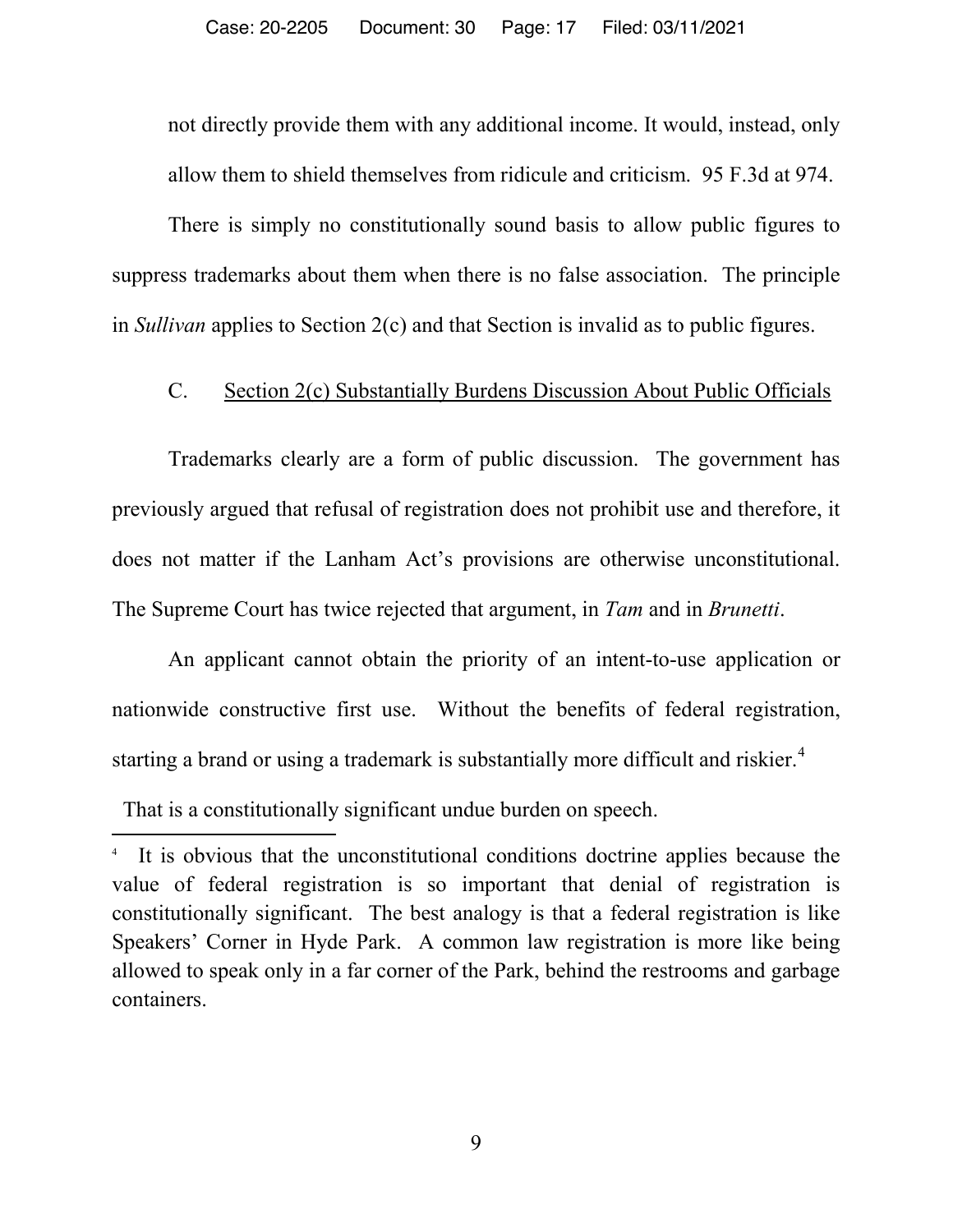not directly provide them with any additional income. It would, instead, only allow them to shield themselves from ridicule and criticism. 95 F.3d at 974.

There is simply no constitutionally sound basis to allow public figures to suppress trademarks about them when there is no false association. The principle in *Sullivan* applies to Section 2(c) and that Section is invalid as to public figures.

### C. Section 2(c) Substantially Burdens Discussion About Public Officials

Trademarks clearly are a form of public discussion. The government has previously argued that refusal of registration does not prohibit use and therefore, it does not matter if the Lanham Act's provisions are otherwise unconstitutional. The Supreme Court has twice rejected that argument, in *Tam* and in *Brunetti*.

An applicant cannot obtain the priority of an intent-to-use application or nationwide constructive first use. Without the benefits of federal registration, starting a brand or using a trademark is substantially more difficult and riskier.[4]

That is a constitutionally significant undue burden on speech.

---

[4] It is obvious that the unconstitutional conditions doctrine applies because the value of federal registration is so important that denial of registration is constitutionally significant. The best analogy is that a federal registration is like Speakers' Corner in Hyde Park. A common law registration is more like being allowed to speak only in a far corner of the Park, behind the restrooms and garbage containers.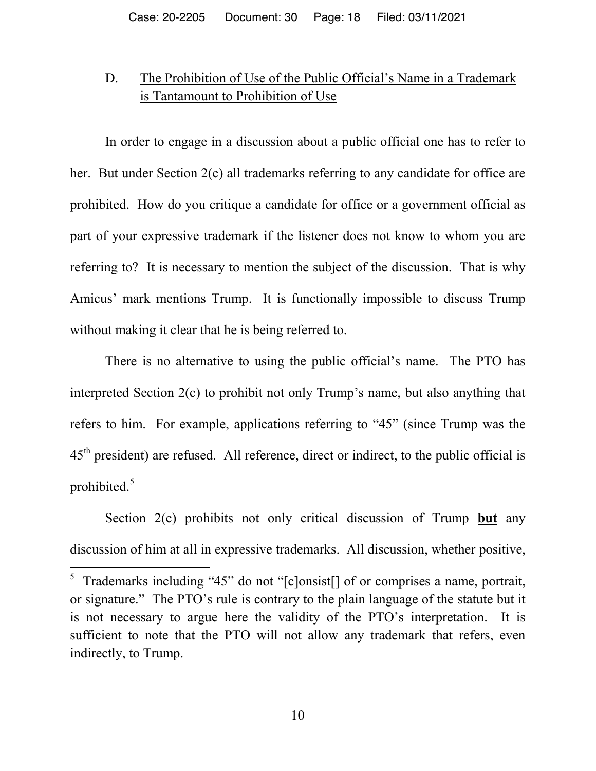### D. The Prohibition of Use of the Public Official's Name in a Trademark is Tantamount to Prohibition of Use

In order to engage in a discussion about a public official one has to refer to her. But under Section 2(c) all trademarks referring to any candidate for office are prohibited. How do you critique a candidate for office or a government official as part of your expressive trademark if the listener does not know to whom you are referring to? It is necessary to mention the subject of the discussion. That is why Amicus' mark mentions Trump. It is functionally impossible to discuss Trump without making it clear that he is being referred to.

There is no alternative to using the public official's name. The PTO has interpreted Section 2(c) to prohibit not only Trump's name, but also anything that refers to him. For example, applications referring to "45" (since Trump was the 45th president) are refused. All reference, direct or indirect, to the public official is prohibited.[5]

Section 2(c) prohibits not only critical discussion of Trump **but** any discussion of him at all in expressive trademarks. All discussion, whether positive,

---

[5] Trademarks including "45" do not "[c]onsist[] of or comprises a name, portrait, or signature." The PTO's rule is contrary to the plain language of the statute but it is not necessary to argue here the validity of the PTO's interpretation. It is sufficient to note that the PTO will not allow any trademark that refers, even indirectly, to Trump.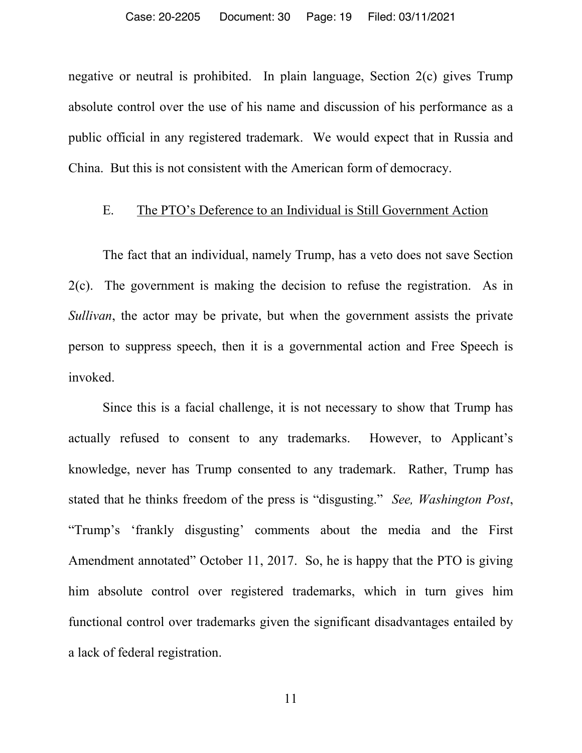negative or neutral is prohibited. In plain language, Section 2(c) gives Trump absolute control over the use of his name and discussion of his performance as a public official in any registered trademark. We would expect that in Russia and China. But this is not consistent with the American form of democracy.

### E. The PTO's Deference to an Individual is Still Government Action

The fact that an individual, namely Trump, has a veto does not save Section 2(c). The government is making the decision to refuse the registration. As in *Sullivan*, the actor may be private, but when the government assists the private person to suppress speech, then it is a governmental action and Free Speech is invoked.

Since this is a facial challenge, it is not necessary to show that Trump has actually refused to consent to any trademarks. However, to Applicant's knowledge, never has Trump consented to any trademark. Rather, Trump has stated that he thinks freedom of the press is "disgusting." *See, Washington Post*, "Trump's 'frankly disgusting' comments about the media and the First Amendment annotated" October 11, 2017. So, he is happy that the PTO is giving him absolute control over registered trademarks, which in turn gives him functional control over trademarks given the significant disadvantages entailed by a lack of federal registration.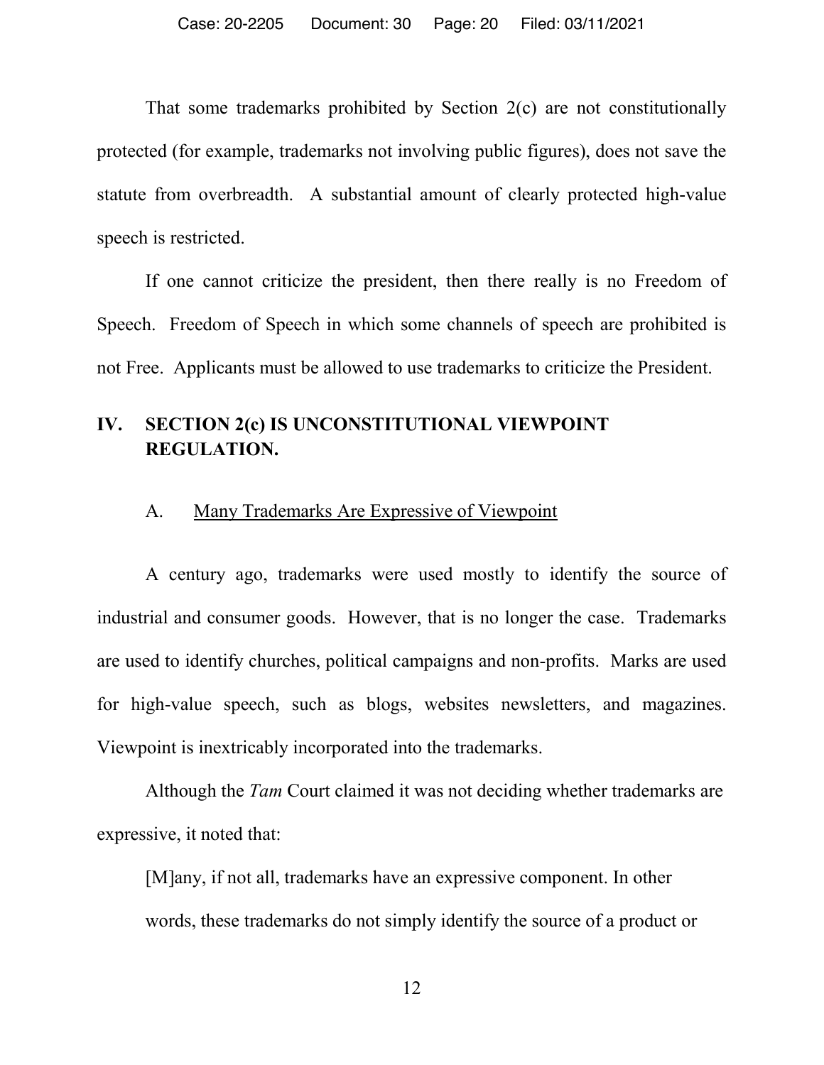That some trademarks prohibited by Section 2(c) are not constitutionally protected (for example, trademarks not involving public figures), does not save the statute from overbreadth. A substantial amount of clearly protected high-value speech is restricted.

If one cannot criticize the president, then there really is no Freedom of Speech. Freedom of Speech in which some channels of speech are prohibited is not Free. Applicants must be allowed to use trademarks to criticize the President.

## IV. SECTION 2(c) IS UNCONSTITUTIONAL VIEWPOINT REGULATION.

### A. <u>Many Trademarks Are Expressive of Viewpoint</u>

A century ago, trademarks were used mostly to identify the source of industrial and consumer goods. However, that is no longer the case. Trademarks are used to identify churches, political campaigns and non-profits. Marks are used for high-value speech, such as blogs, websites newsletters, and magazines. Viewpoint is inextricably incorporated into the trademarks.

Although the *Tam* Court claimed it was not deciding whether trademarks are expressive, it noted that:

> [M]any, if not all, trademarks have an expressive component. In other words, these trademarks do not simply identify the source of a product or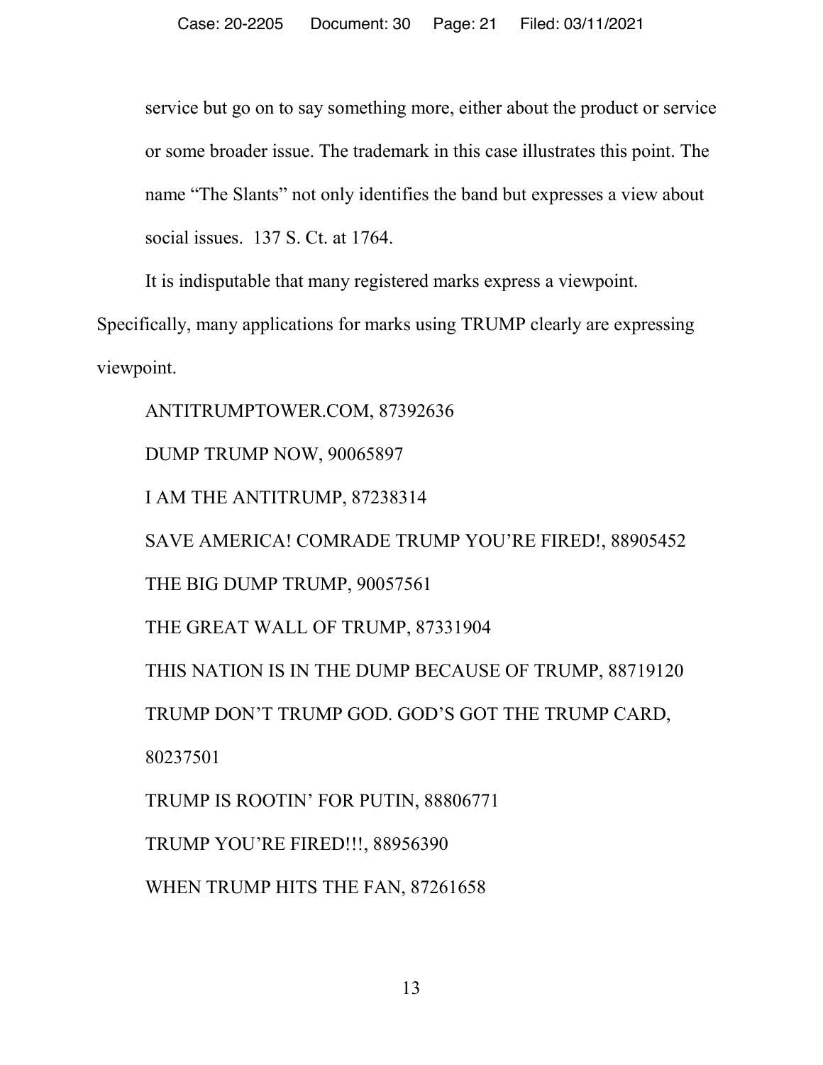service but go on to say something more, either about the product or service or some broader issue. The trademark in this case illustrates this point. The name "The Slants" not only identifies the band but expresses a view about social issues. 137 S. Ct. at 1764.

It is indisputable that many registered marks express a viewpoint. Specifically, many applications for marks using TRUMP clearly are expressing viewpoint.

ANTITRUMPTOWER.COM, 87392636

DUMP TRUMP NOW, 90065897

I AM THE ANTITRUMP, 87238314

SAVE AMERICA! COMRADE TRUMP YOU'RE FIRED!, 88905452

THE BIG DUMP TRUMP, 90057561

THE GREAT WALL OF TRUMP, 87331904

THIS NATION IS IN THE DUMP BECAUSE OF TRUMP, 88719120

TRUMP DON'T TRUMP GOD. GOD'S GOT THE TRUMP CARD, 80237501

TRUMP IS ROOTIN' FOR PUTIN, 88806771

TRUMP YOU'RE FIRED!!!, 88956390

WHEN TRUMP HITS THE FAN, 87261658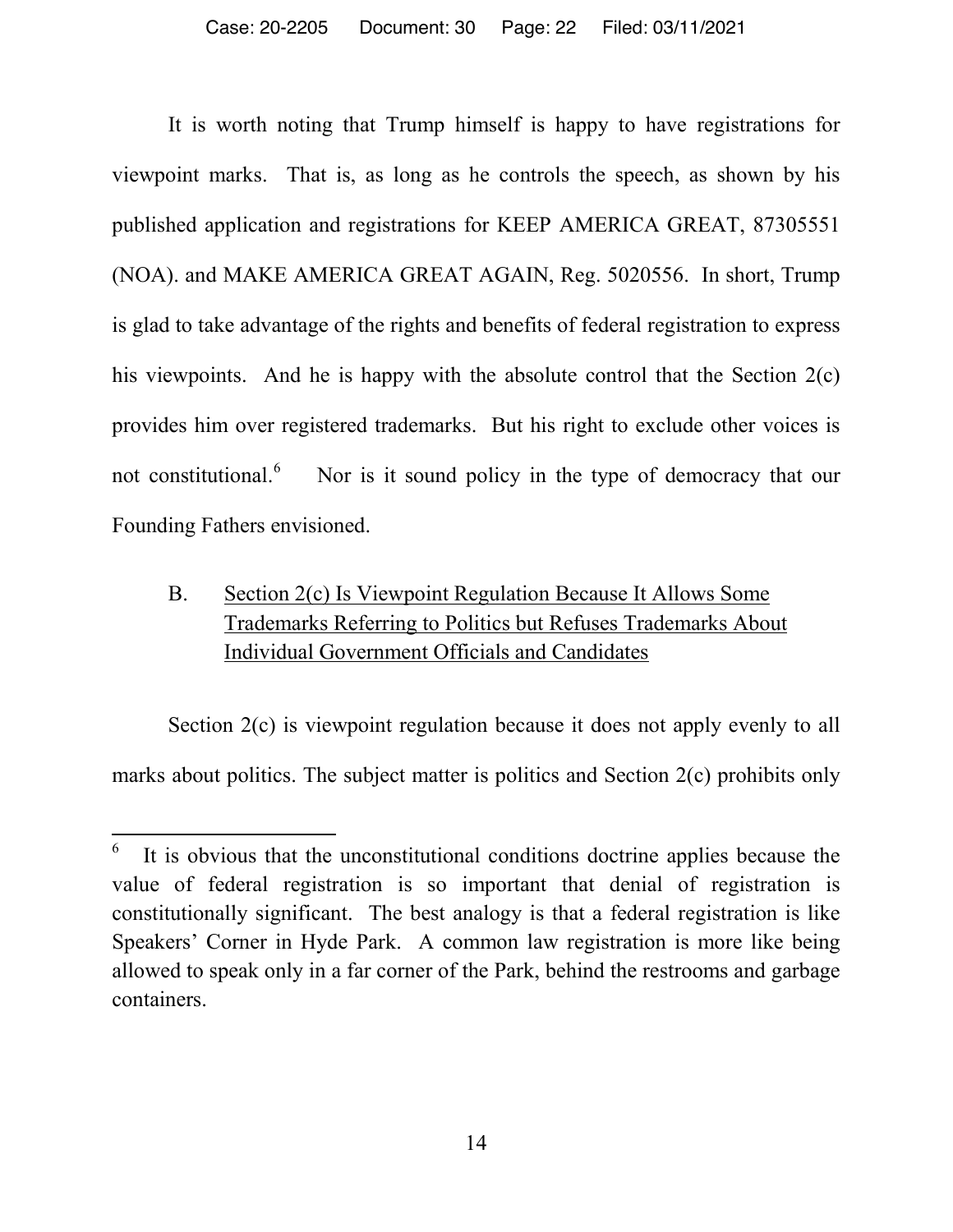It is worth noting that Trump himself is happy to have registrations for viewpoint marks. That is, as long as he controls the speech, as shown by his published application and registrations for KEEP AMERICA GREAT, 87305551 (NOA). and MAKE AMERICA GREAT AGAIN, Reg. 5020556. In short, Trump is glad to take advantage of the rights and benefits of federal registration to express his viewpoints. And he is happy with the absolute control that the Section 2(c) provides him over registered trademarks. But his right to exclude other voices is not constitutional.[6] Nor is it sound policy in the type of democracy that our Founding Fathers envisioned.

### B. Section 2(c) Is Viewpoint Regulation Because It Allows Some Trademarks Referring to Politics but Refuses Trademarks About Individual Government Officials and Candidates

Section 2(c) is viewpoint regulation because it does not apply evenly to all marks about politics. The subject matter is politics and Section 2(c) prohibits only

---

[6] It is obvious that the unconstitutional conditions doctrine applies because the value of federal registration is so important that denial of registration is constitutionally significant. The best analogy is that a federal registration is like Speakers' Corner in Hyde Park. A common law registration is more like being allowed to speak only in a far corner of the Park, behind the restrooms and garbage containers.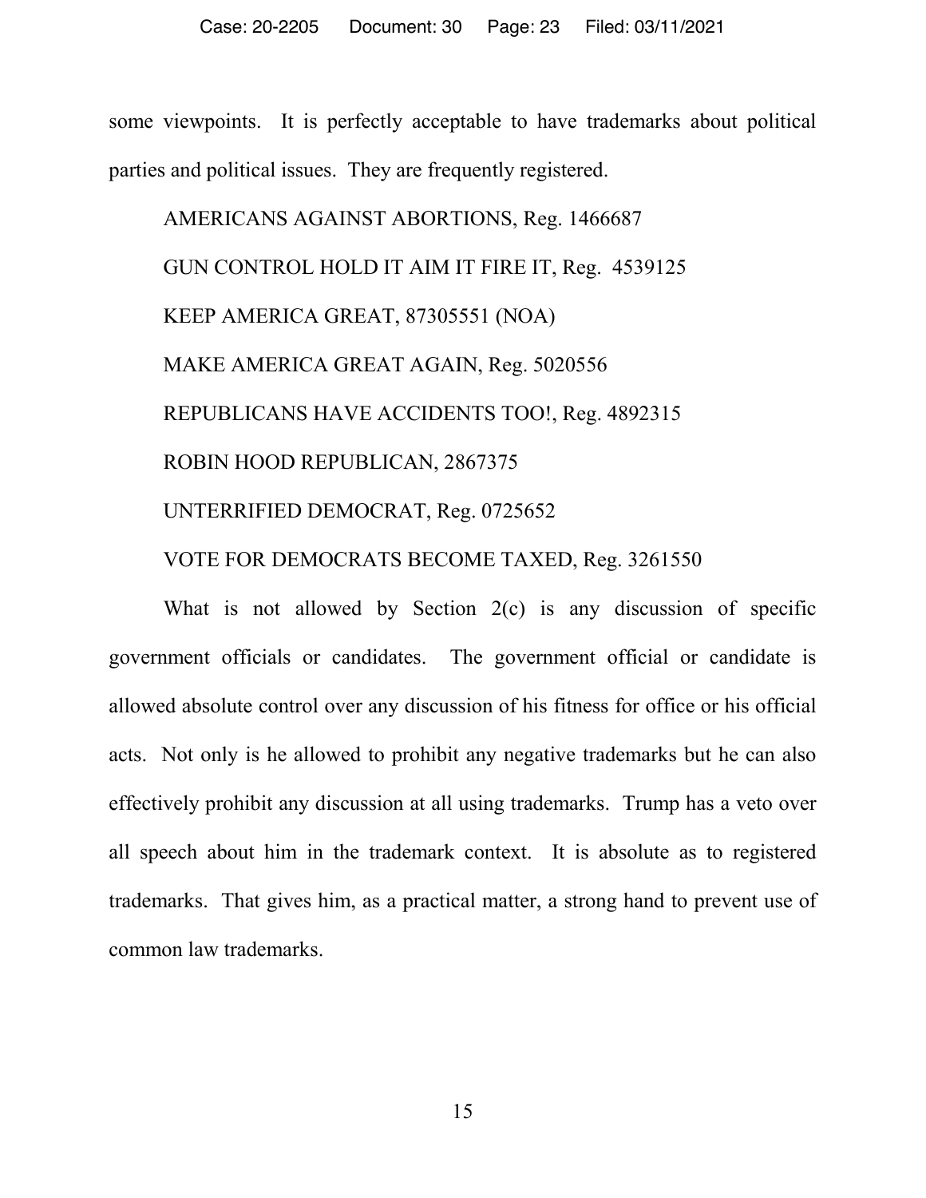some viewpoints. It is perfectly acceptable to have trademarks about political parties and political issues. They are frequently registered.

AMERICANS AGAINST ABORTIONS, Reg. 1466687

GUN CONTROL HOLD IT AIM IT FIRE IT, Reg. 4539125

KEEP AMERICA GREAT, 87305551 (NOA)

MAKE AMERICA GREAT AGAIN, Reg. 5020556

REPUBLICANS HAVE ACCIDENTS TOO!, Reg. 4892315

ROBIN HOOD REPUBLICAN, 2867375

UNTERRIFIED DEMOCRAT, Reg. 0725652

VOTE FOR DEMOCRATS BECOME TAXED, Reg. 3261550

What is not allowed by Section 2(c) is any discussion of specific government officials or candidates. The government official or candidate is allowed absolute control over any discussion of his fitness for office or his official acts. Not only is he allowed to prohibit any negative trademarks but he can also effectively prohibit any discussion at all using trademarks. Trump has a veto over all speech about him in the trademark context. It is absolute as to registered trademarks. That gives him, as a practical matter, a strong hand to prevent use of common law trademarks.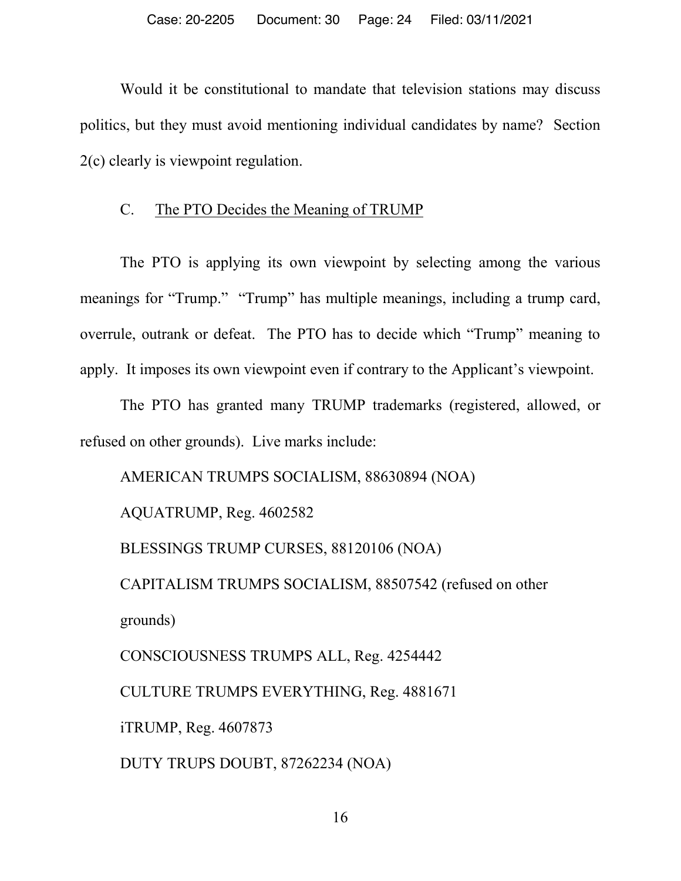Would it be constitutional to mandate that television stations may discuss politics, but they must avoid mentioning individual candidates by name? Section 2(c) clearly is viewpoint regulation.

### C. <u>The PTO Decides the Meaning of TRUMP</u>

The PTO is applying its own viewpoint by selecting among the various meanings for "Trump." "Trump" has multiple meanings, including a trump card, overrule, outrank or defeat. The PTO has to decide which "Trump" meaning to apply. It imposes its own viewpoint even if contrary to the Applicant's viewpoint.

The PTO has granted many TRUMP trademarks (registered, allowed, or refused on other grounds). Live marks include:

AMERICAN TRUMPS SOCIALISM, 88630894 (NOA)

AQUATRUMP, Reg. 4602582

BLESSINGS TRUMP CURSES, 88120106 (NOA)

CAPITALISM TRUMPS SOCIALISM, 88507542 (refused on other grounds)

CONSCIOUSNESS TRUMPS ALL, Reg. 4254442

CULTURE TRUMPS EVERYTHING, Reg. 4881671

iTRUMP, Reg. 4607873

DUTY TRUPS DOUBT, 87262234 (NOA)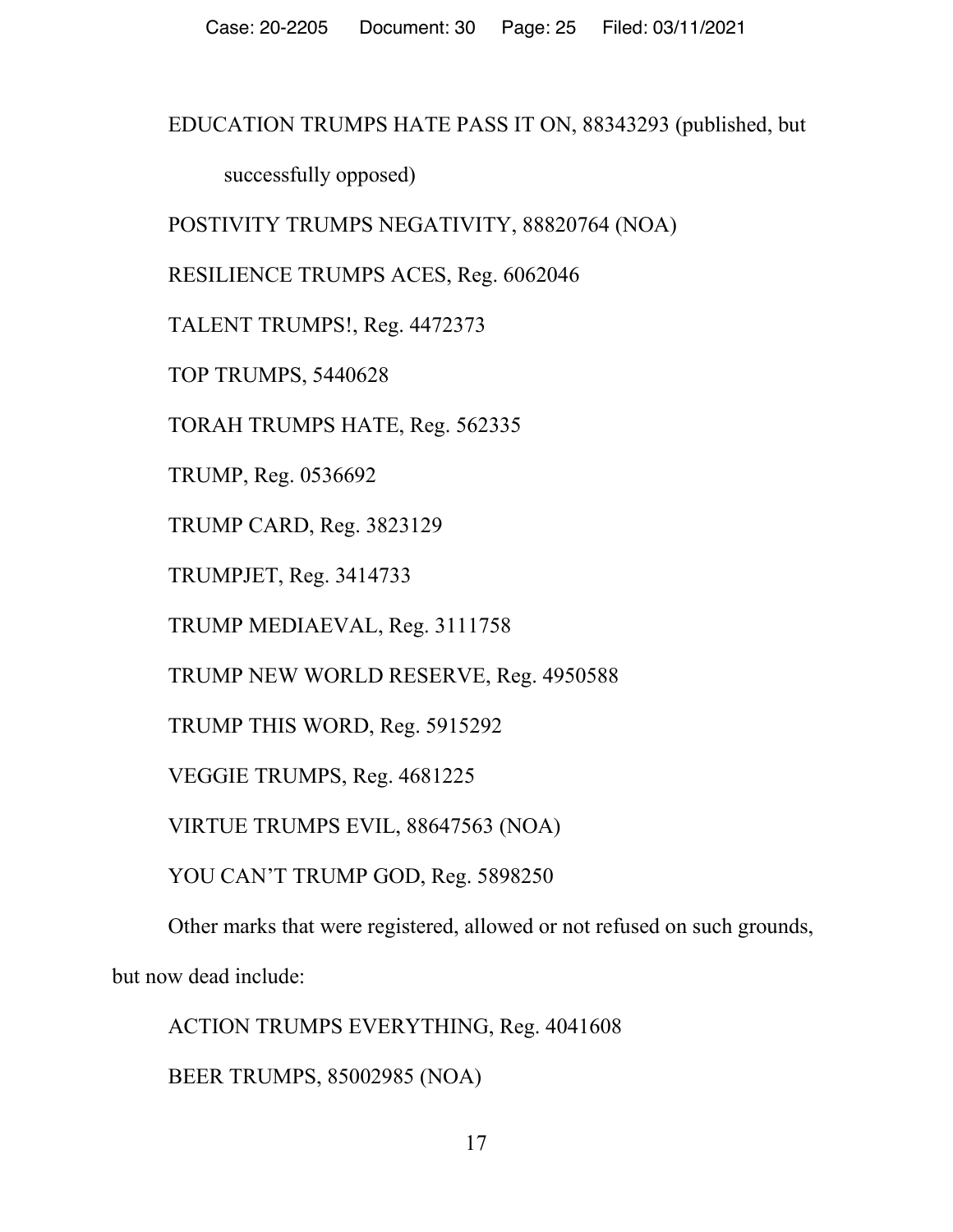EDUCATION TRUMPS HATE PASS IT ON, 88343293 (published, but successfully opposed)

POSTIVITY TRUMPS NEGATIVITY, 88820764 (NOA)

RESILIENCE TRUMPS ACES, Reg. 6062046

TALENT TRUMPS!, Reg. 4472373

TOP TRUMPS, 5440628

TORAH TRUMPS HATE, Reg. 562335

TRUMP, Reg. 0536692

TRUMP CARD, Reg. 3823129

TRUMPJET, Reg. 3414733

TRUMP MEDIAEVAL, Reg. 3111758

TRUMP NEW WORLD RESERVE, Reg. 4950588

TRUMP THIS WORD, Reg. 5915292

VEGGIE TRUMPS, Reg. 4681225

VIRTUE TRUMPS EVIL, 88647563 (NOA)

YOU CAN'T TRUMP GOD, Reg. 5898250

Other marks that were registered, allowed or not refused on such grounds, but now dead include:

ACTION TRUMPS EVERYTHING, Reg. 4041608

BEER TRUMPS, 85002985 (NOA)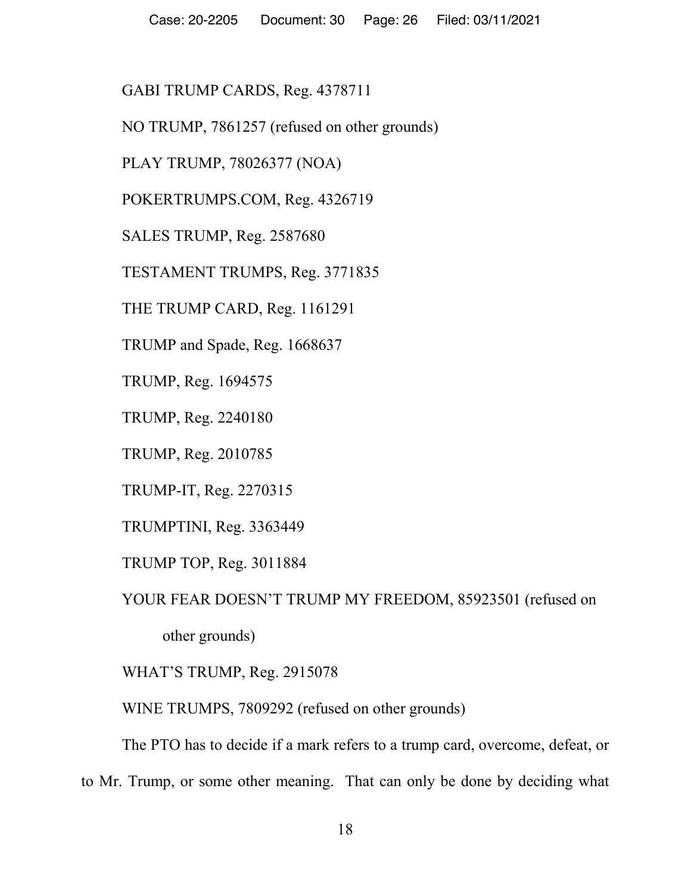GABI TRUMP CARDS, Reg. 4378711

NO TRUMP, 7861257 (refused on other grounds)

PLAY TRUMP, 78026377 (NOA)

POKERTRUMPS.COM, Reg. 4326719

SALES TRUMP, Reg. 2587680

TESTAMENT TRUMPS, Reg. 3771835

THE TRUMP CARD, Reg. 1161291

TRUMP and Spade, Reg. 1668637

TRUMP, Reg. 1694575

TRUMP, Reg. 2240180

TRUMP, Reg. 2010785

TRUMP-IT, Reg. 2270315

TRUMPTINI, Reg. 3363449

TRUMP TOP, Reg. 3011884

YOUR FEAR DOESN'T TRUMP MY FREEDOM, 85923501 (refused on other grounds)

WHAT'S TRUMP, Reg. 2915078

WINE TRUMPS, 7809292 (refused on other grounds)

The PTO has to decide if a mark refers to a trump card, overcome, defeat, or to Mr. Trump, or some other meaning. That can only be done by deciding what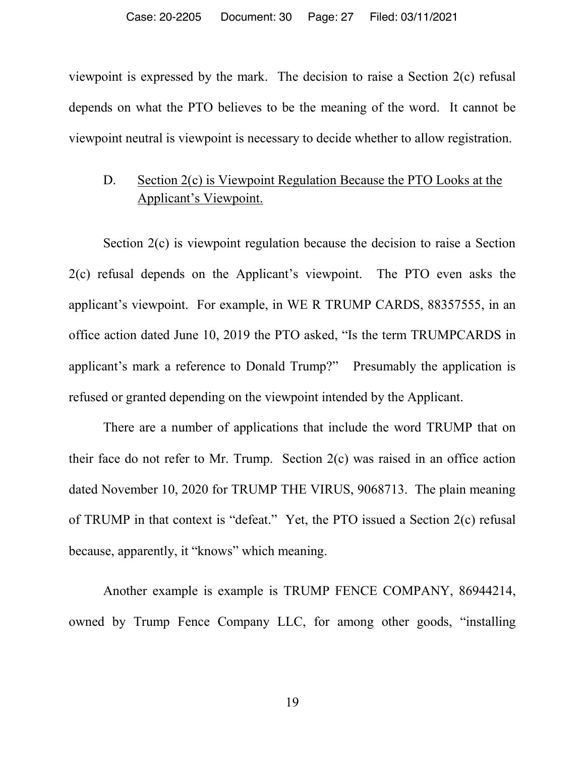viewpoint is expressed by the mark. The decision to raise a Section 2(c) refusal depends on what the PTO believes to be the meaning of the word. It cannot be viewpoint neutral is viewpoint is necessary to decide whether to allow registration.

### D. Section 2(c) is Viewpoint Regulation Because the PTO Looks at the Applicant's Viewpoint.

Section 2(c) is viewpoint regulation because the decision to raise a Section 2(c) refusal depends on the Applicant's viewpoint. The PTO even asks the applicant's viewpoint. For example, in WE R TRUMP CARDS, 88357555, in an office action dated June 10, 2019 the PTO asked, "Is the term TRUMPCARDS in applicant's mark a reference to Donald Trump?" Presumably the application is refused or granted depending on the viewpoint intended by the Applicant.

There are a number of applications that include the word TRUMP that on their face do not refer to Mr. Trump. Section 2(c) was raised in an office action dated November 10, 2020 for TRUMP THE VIRUS, 9068713. The plain meaning of TRUMP in that context is "defeat." Yet, the PTO issued a Section 2(c) refusal because, apparently, it "knows" which meaning.

Another example is example is TRUMP FENCE COMPANY, 86944214, owned by Trump Fence Company LLC, for among other goods, "installing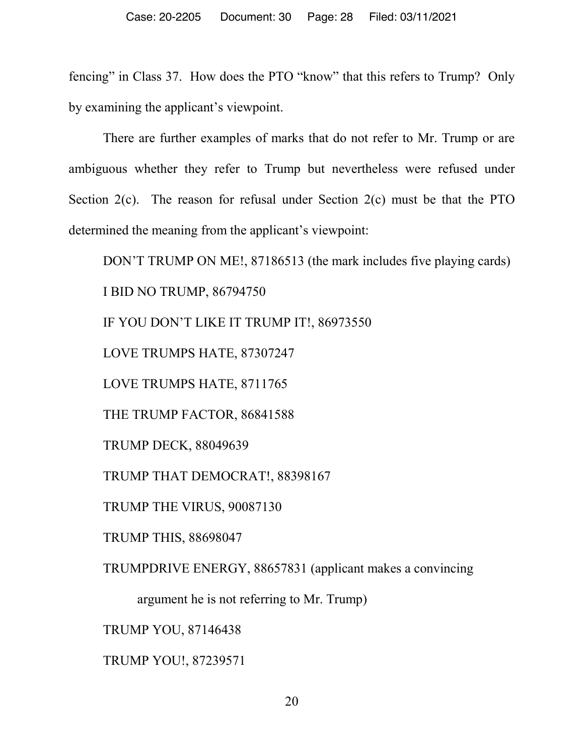fencing" in Class 37. How does the PTO "know" that this refers to Trump? Only by examining the applicant's viewpoint.

There are further examples of marks that do not refer to Mr. Trump or are ambiguous whether they refer to Trump but nevertheless were refused under Section 2(c). The reason for refusal under Section 2(c) must be that the PTO determined the meaning from the applicant's viewpoint:

DON'T TRUMP ON ME!, 87186513 (the mark includes five playing cards)

I BID NO TRUMP, 86794750

IF YOU DON'T LIKE IT TRUMP IT!, 86973550

LOVE TRUMPS HATE, 87307247

LOVE TRUMPS HATE, 8711765

THE TRUMP FACTOR, 86841588

TRUMP DECK, 88049639

TRUMP THAT DEMOCRAT!, 88398167

TRUMP THE VIRUS, 90087130

TRUMP THIS, 88698047

TRUMPDRIVE ENERGY, 88657831 (applicant makes a convincing argument he is not referring to Mr. Trump)

TRUMP YOU, 87146438

TRUMP YOU!, 87239571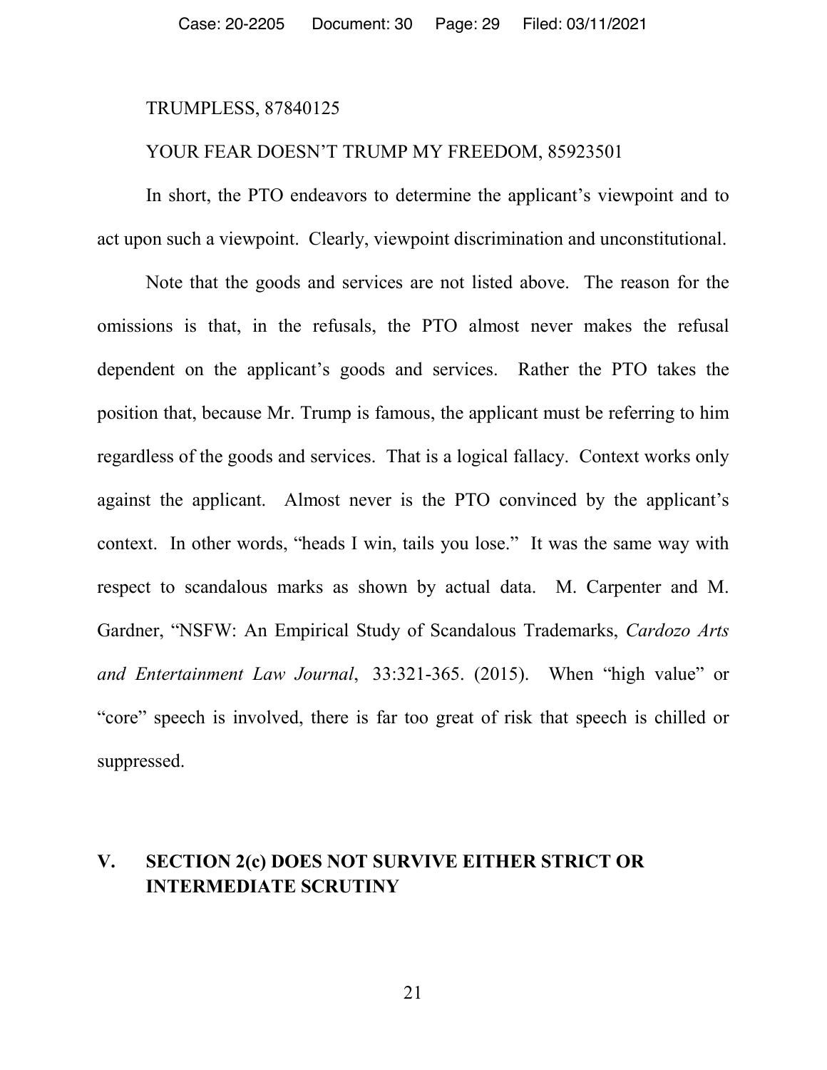TRUMPLESS, 87840125

YOUR FEAR DOESN'T TRUMP MY FREEDOM, 85923501

In short, the PTO endeavors to determine the applicant's viewpoint and to act upon such a viewpoint. Clearly, viewpoint discrimination and unconstitutional.

Note that the goods and services are not listed above. The reason for the omissions is that, in the refusals, the PTO almost never makes the refusal dependent on the applicant's goods and services. Rather the PTO takes the position that, because Mr. Trump is famous, the applicant must be referring to him regardless of the goods and services. That is a logical fallacy. Context works only against the applicant. Almost never is the PTO convinced by the applicant's context. In other words, "heads I win, tails you lose." It was the same way with respect to scandalous marks as shown by actual data. M. Carpenter and M. Gardner, "NSFW: An Empirical Study of Scandalous Trademarks, *Cardozo Arts and Entertainment Law Journal*, 33:321-365. (2015). When "high value" or "core" speech is involved, there is far too great of risk that speech is chilled or suppressed.

## V. SECTION 2(c) DOES NOT SURVIVE EITHER STRICT OR INTERMEDIATE SCRUTINY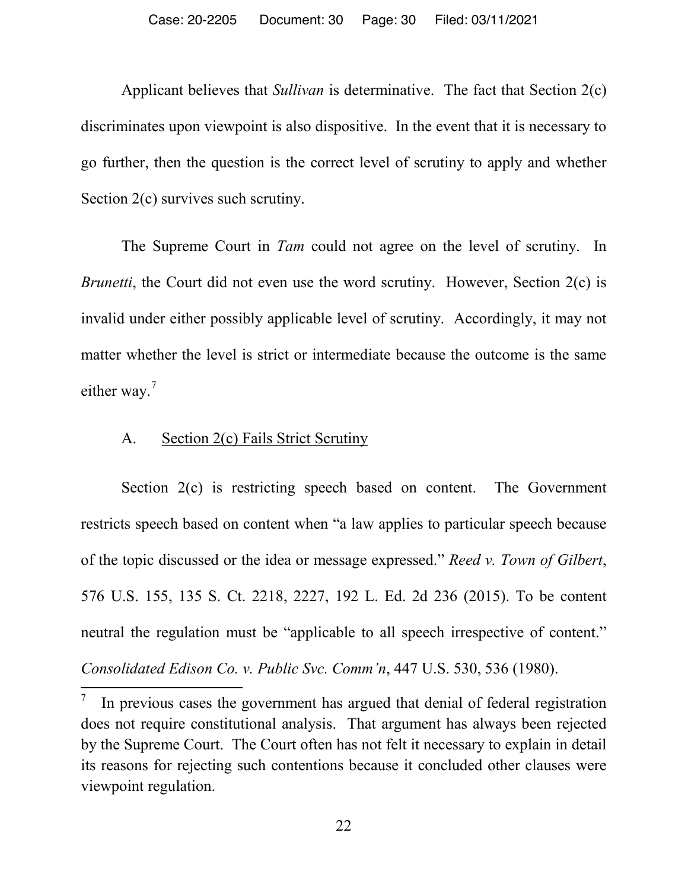Applicant believes that *Sullivan* is determinative. The fact that Section 2(c) discriminates upon viewpoint is also dispositive. In the event that it is necessary to go further, then the question is the correct level of scrutiny to apply and whether Section 2(c) survives such scrutiny.

The Supreme Court in *Tam* could not agree on the level of scrutiny. In *Brunetti*, the Court did not even use the word scrutiny. However, Section 2(c) is invalid under either possibly applicable level of scrutiny. Accordingly, it may not matter whether the level is strict or intermediate because the outcome is the same either way.[7]

### A. Section 2(c) Fails Strict Scrutiny

Section 2(c) is restricting speech based on content. The Government restricts speech based on content when "a law applies to particular speech because of the topic discussed or the idea or message expressed." *Reed v. Town of Gilbert*, 576 U.S. 155, 135 S. Ct. 2218, 2227, 192 L. Ed. 2d 236 (2015). To be content neutral the regulation must be "applicable to all speech irrespective of content." *Consolidated Edison Co. v. Public Svc. Comm'n*, 447 U.S. 530, 536 (1980).

---

[7] In previous cases the government has argued that denial of federal registration does not require constitutional analysis. That argument has always been rejected by the Supreme Court. The Court often has not felt it necessary to explain in detail its reasons for rejecting such contentions because it concluded other clauses were viewpoint regulation.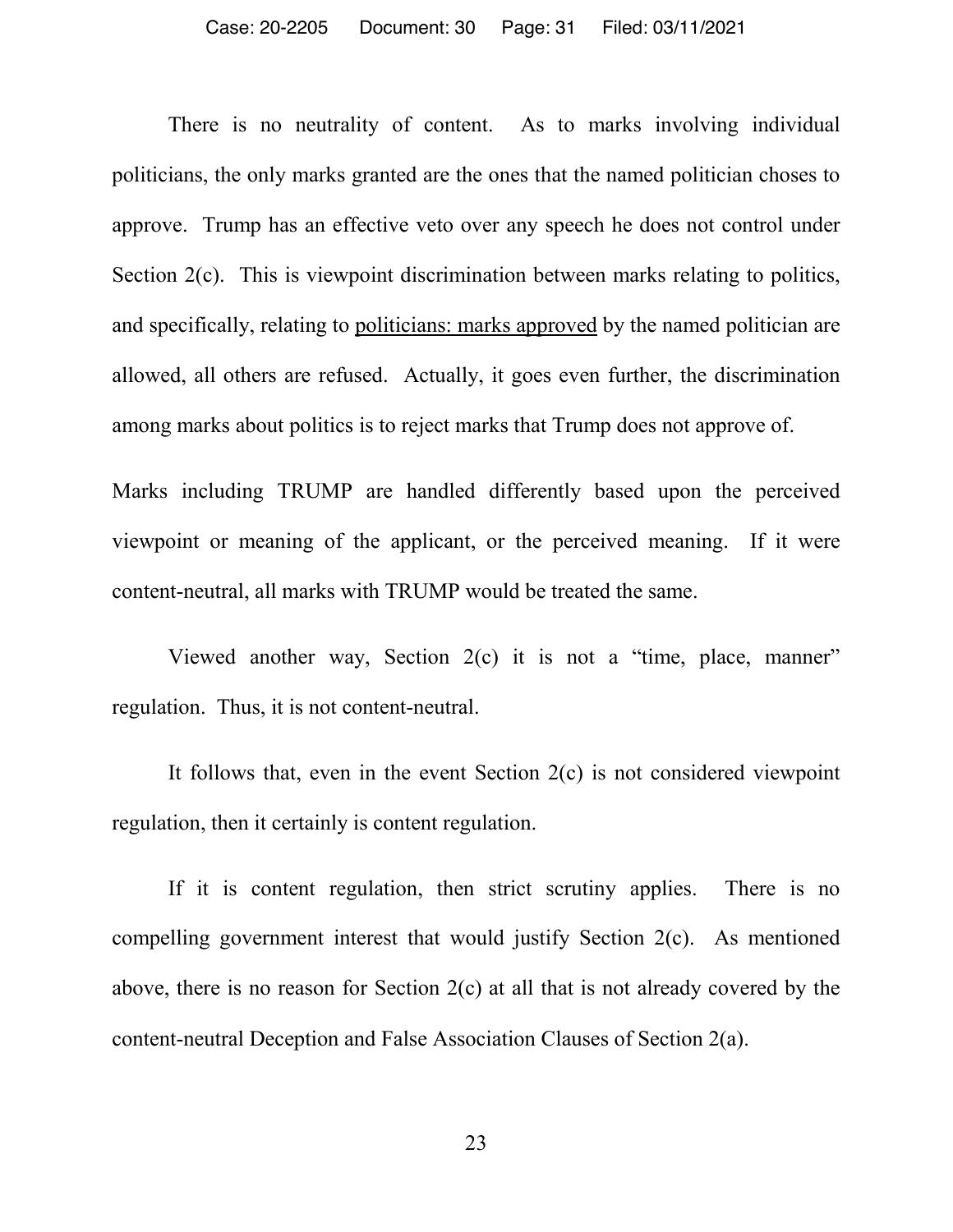There is no neutrality of content. As to marks involving individual politicians, the only marks granted are the ones that the named politician choses to approve. Trump has an effective veto over any speech he does not control under Section 2(c). This is viewpoint discrimination between marks relating to politics, and specifically, relating to politicians: marks approved by the named politician are allowed, all others are refused. Actually, it goes even further, the discrimination among marks about politics is to reject marks that Trump does not approve of.

Marks including TRUMP are handled differently based upon the perceived viewpoint or meaning of the applicant, or the perceived meaning. If it were content-neutral, all marks with TRUMP would be treated the same.

Viewed another way, Section 2(c) it is not a "time, place, manner" regulation. Thus, it is not content-neutral.

It follows that, even in the event Section 2(c) is not considered viewpoint regulation, then it certainly is content regulation.

If it is content regulation, then strict scrutiny applies. There is no compelling government interest that would justify Section 2(c). As mentioned above, there is no reason for Section 2(c) at all that is not already covered by the content-neutral Deception and False Association Clauses of Section 2(a).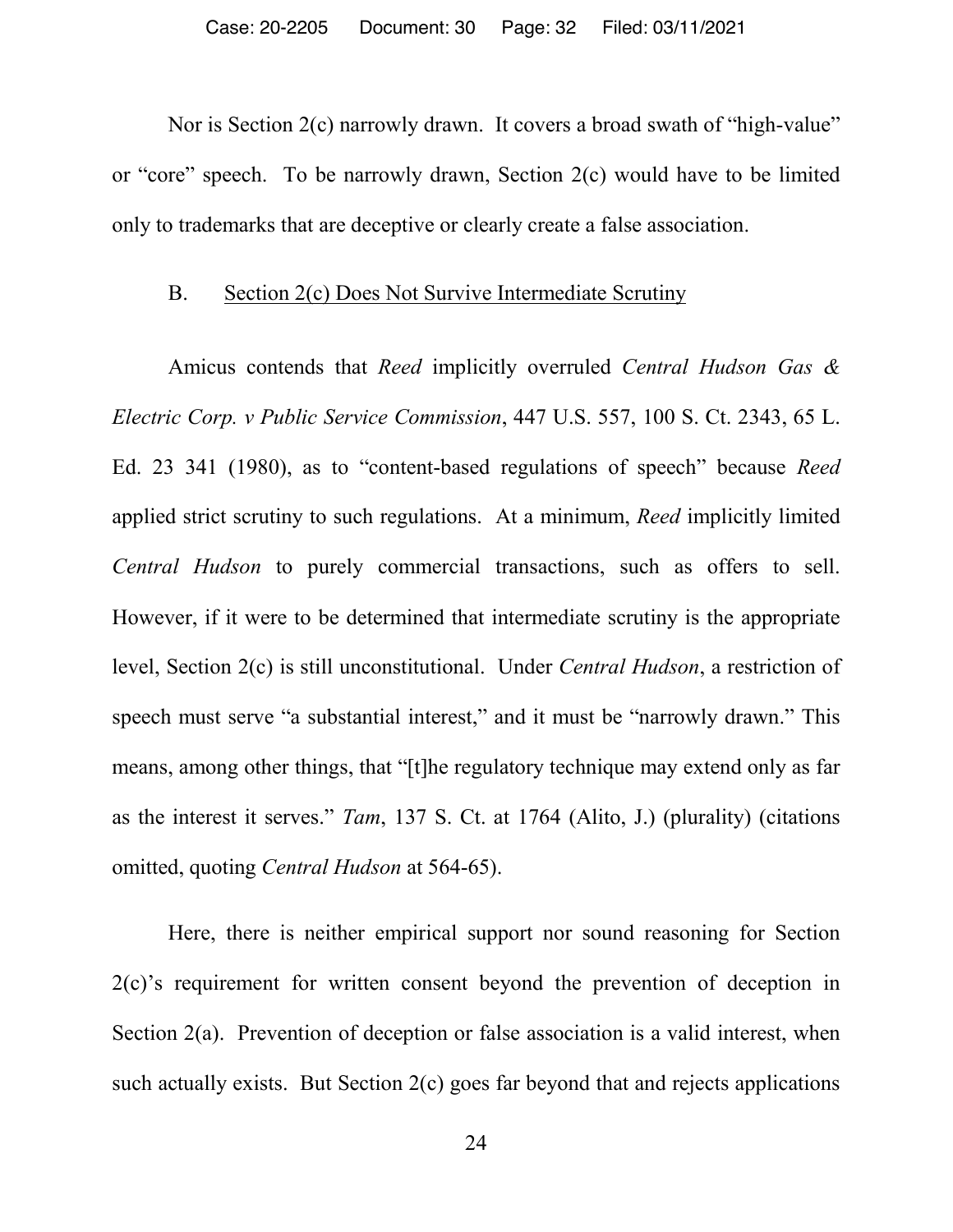Nor is Section 2(c) narrowly drawn. It covers a broad swath of "high-value" or "core" speech. To be narrowly drawn, Section 2(c) would have to be limited only to trademarks that are deceptive or clearly create a false association.

### B. Section 2(c) Does Not Survive Intermediate Scrutiny

Amicus contends that *Reed* implicitly overruled *Central Hudson Gas & Electric Corp. v Public Service Commission*, 447 U.S. 557, 100 S. Ct. 2343, 65 L. Ed. 23 341 (1980), as to "content-based regulations of speech" because *Reed* applied strict scrutiny to such regulations. At a minimum, *Reed* implicitly limited *Central Hudson* to purely commercial transactions, such as offers to sell. However, if it were to be determined that intermediate scrutiny is the appropriate level, Section 2(c) is still unconstitutional. Under *Central Hudson*, a restriction of speech must serve "a substantial interest," and it must be "narrowly drawn." This means, among other things, that "[t]he regulatory technique may extend only as far as the interest it serves." *Tam*, 137 S. Ct. at 1764 (Alito, J.) (plurality) (citations omitted, quoting *Central Hudson* at 564-65).

Here, there is neither empirical support nor sound reasoning for Section 2(c)'s requirement for written consent beyond the prevention of deception in Section 2(a). Prevention of deception or false association is a valid interest, when such actually exists. But Section 2(c) goes far beyond that and rejects applications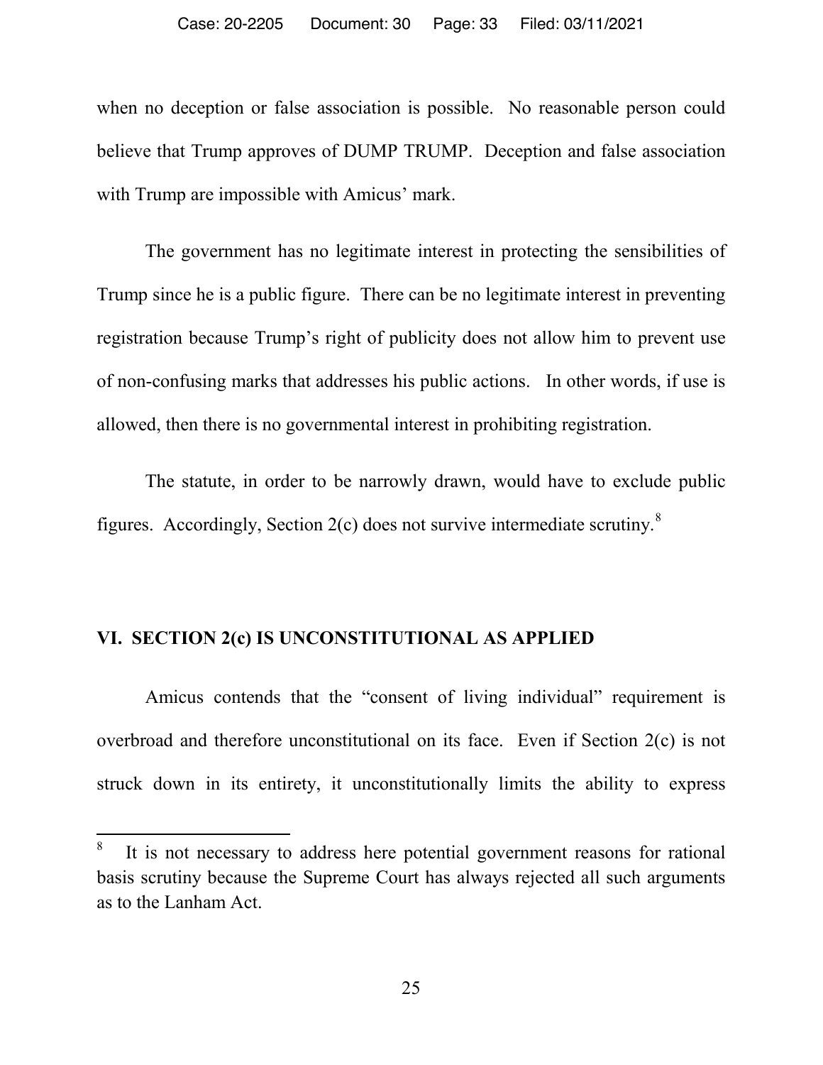when no deception or false association is possible. No reasonable person could believe that Trump approves of DUMP TRUMP. Deception and false association with Trump are impossible with Amicus' mark.

The government has no legitimate interest in protecting the sensibilities of Trump since he is a public figure. There can be no legitimate interest in preventing registration because Trump's right of publicity does not allow him to prevent use of non-confusing marks that addresses his public actions. In other words, if use is allowed, then there is no governmental interest in prohibiting registration.

The statute, in order to be narrowly drawn, would have to exclude public figures. Accordingly, Section 2(c) does not survive intermediate scrutiny.[8]

## VI. SECTION 2(c) IS UNCONSTITUTIONAL AS APPLIED

Amicus contends that the "consent of living individual" requirement is overbroad and therefore unconstitutional on its face. Even if Section 2(c) is not struck down in its entirety, it unconstitutionally limits the ability to express

---

[8] It is not necessary to address here potential government reasons for rational basis scrutiny because the Supreme Court has always rejected all such arguments as to the Lanham Act.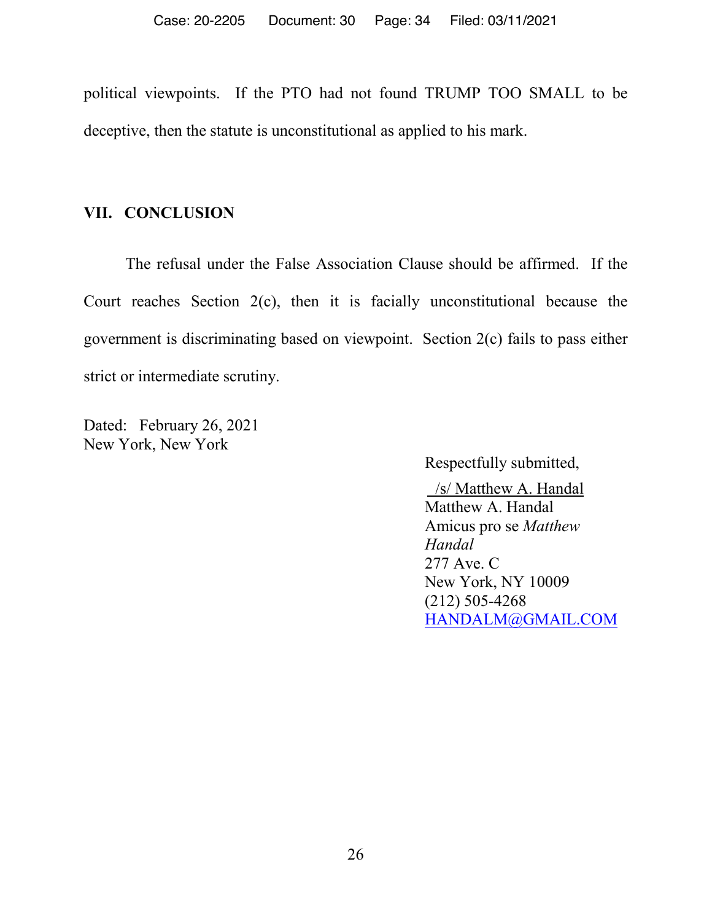political viewpoints. If the PTO had not found TRUMP TOO SMALL to be deceptive, then the statute is unconstitutional as applied to his mark.

## VII. CONCLUSION

The refusal under the False Association Clause should be affirmed. If the Court reaches Section 2(c), then it is facially unconstitutional because the government is discriminating based on viewpoint. Section 2(c) fails to pass either strict or intermediate scrutiny.

Dated: February 26, 2021
New York, New York

Respectfully submitted,

/s/ Matthew A. Handal
Matthew A. Handal
Amicus pro se *Matthew Handal*
277 Ave. C
New York, NY 10009
(212) 505-4268
HANDALM@GMAIL.COM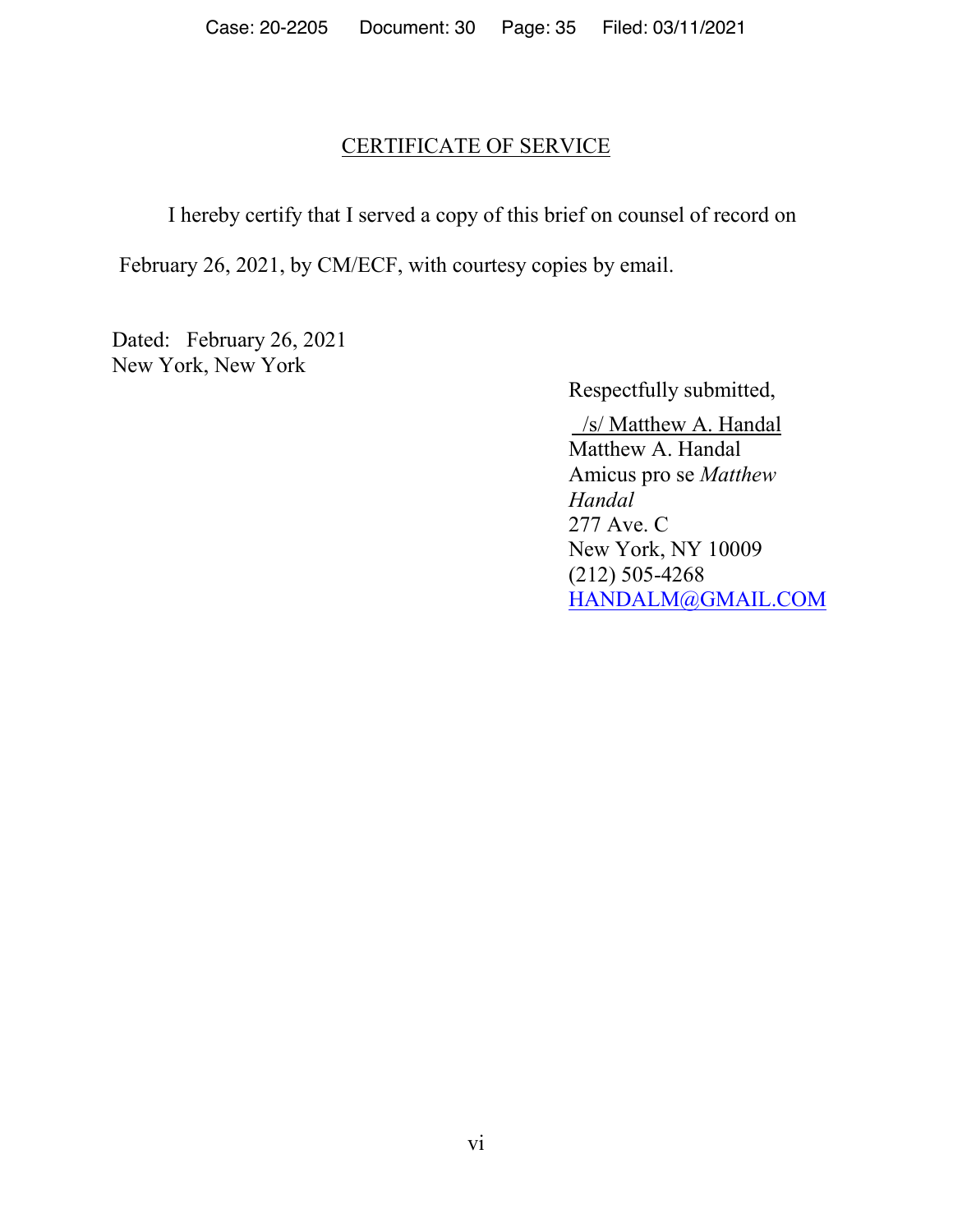# CERTIFICATE OF SERVICE

I hereby certify that I served a copy of this brief on counsel of record on February 26, 2021, by CM/ECF, with courtesy copies by email.

Dated: February 26, 2021
New York, New York

Respectfully submitted,

/s/ Matthew A. Handal
Matthew A. Handal
Amicus pro se *Matthew Handal*
277 Ave. C
New York, NY 10009
(212) 505-4268
HANDALM@GMAIL.COM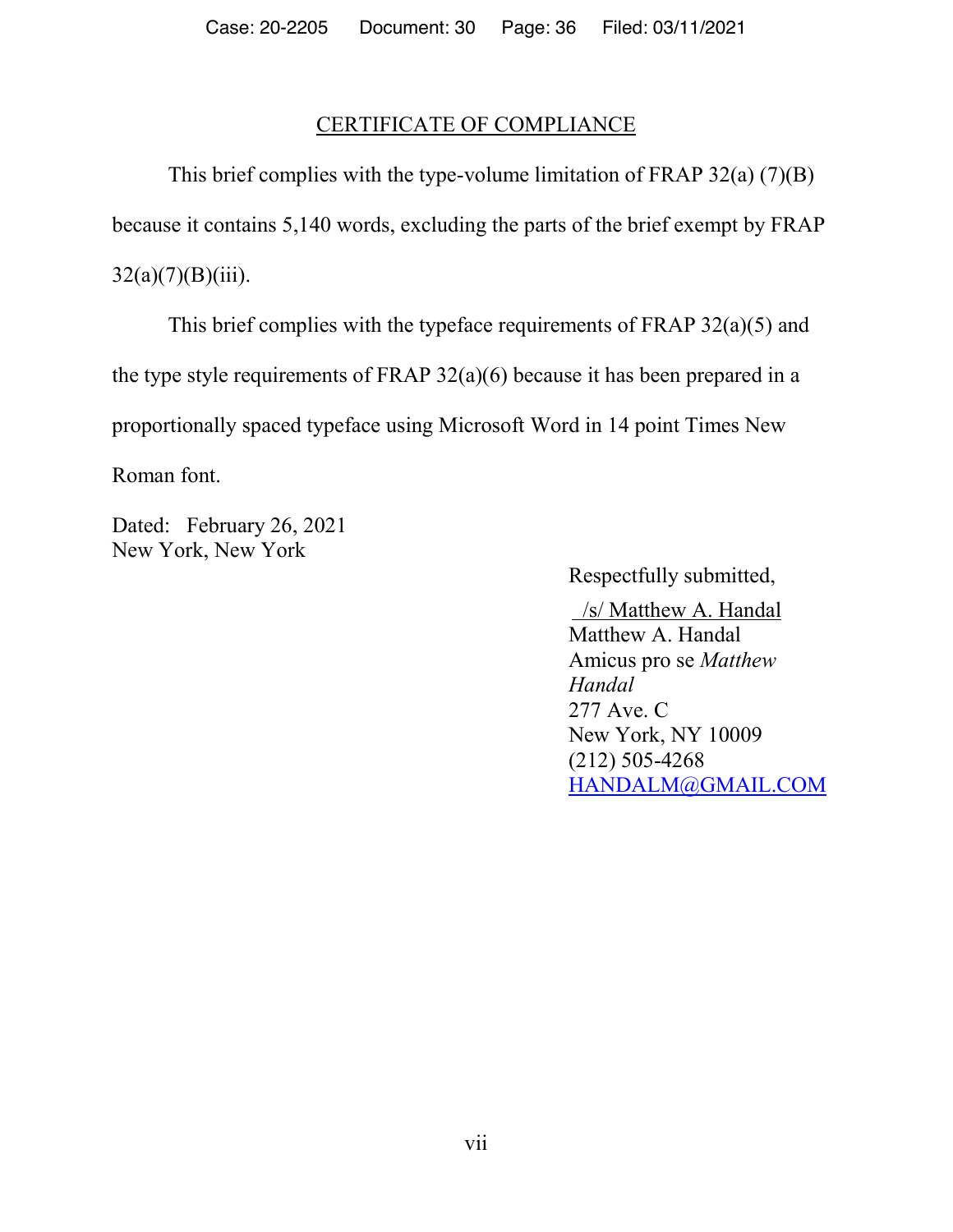## CERTIFICATE OF COMPLIANCE

This brief complies with the type-volume limitation of FRAP 32(a) (7)(B) because it contains 5,140 words, excluding the parts of the brief exempt by FRAP 32(a)(7)(B)(iii).

This brief complies with the typeface requirements of FRAP 32(a)(5) and the type style requirements of FRAP 32(a)(6) because it has been prepared in a proportionally spaced typeface using Microsoft Word in 14 point Times New Roman font.

Dated: February 26, 2021
New York, New York

Respectfully submitted,

/s/ Matthew A. Handal
Matthew A. Handal
Amicus pro se *Matthew Handal*
277 Ave. C
New York, NY 10009
(212) 505-4268
HANDALM@GMAIL.COM